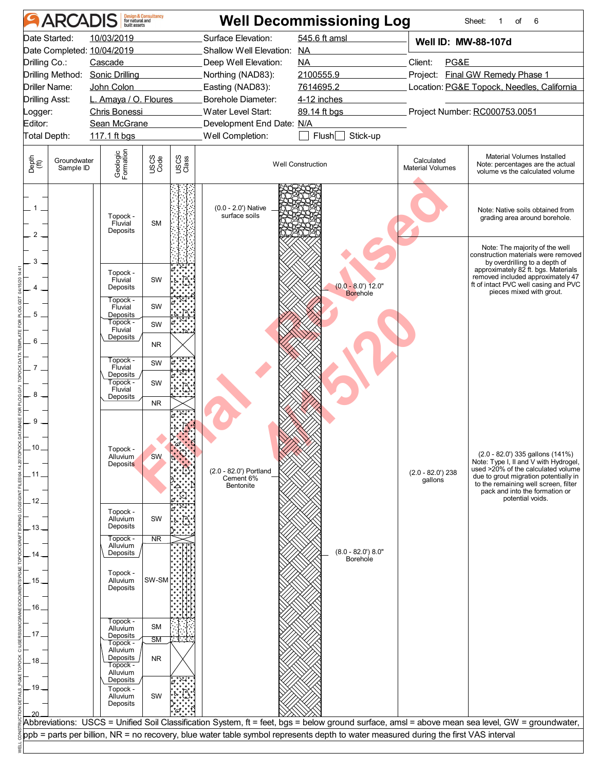# Well Decommissioning Log

ARCADIS Design & Consultancy for natural and built assets

Sheet: 1 of 6

| | | | |
|---|---|---|---|
| Date Started: | 10/03/2019 | Surface Elevation: | 545.6 ft amsl |
| Date Completed: | 10/04/2019 | Shallow Well Elevation: | NA |
| Drilling Co.: | Cascade | Deep Well Elevation: | NA |
| Drilling Method: | Sonic Drilling | Northing (NAD83): | 2100555.9 |
| Driller Name: | John Colon | Easting (NAD83): | 7614695.2 |
| Drilling Asst: | L. Amaya / O. Floures | Borehole Diameter: | 4-12 inches |
| Logger: | Chris Bonessi | Water Level Start: | 89.14 ft bgs |
| Editor: | Sean McGrane | Development End Date: | N/A |
| Total Depth: | 117.1 ft bgs | Well Completion: | Flush / Stick-up |

**Well ID: MW-88-107d**

Client: PG&E
Project: Final GW Remedy Phase 1
Location: PG&E Topock, Needles, California
Project Number: RC000753.0051

| Depth (ft) | Groundwater Sample ID | Geologic Formation | USCS Code | USCS Class | Well Construction | Calculated Material Volumes | Material Volumes Installed (Note: percentages are the actual volume vs the calculated volume) |
|---|---|---|---|---|---|---|---|
| 0–3 | | Topock - Fluvial Deposits | SM | | (0.0 - 2.0') Native surface soils | | Note: Native soils obtained from grading area around borehole. |
| 3–4.3 | | Topock - Fluvial Deposits | SW | | (0.0 - 8.0') 12.0" Borehole | | Note: The majority of the well construction materials were removed by overdrilling to a depth of approximately 82 ft. bgs. Materials removed included approximately 47 ft of intact PVC well casing and PVC pieces mixed with grout. |
| 4.3–5.1 | | Topock - Fluvial Deposits | SW | | | | |
| 5.1–5.6 | | Topock - Fluvial Deposits | SW | | | | |
| 5.6–6.5 | | | NR | | | | |
| 6.5–7.3 | | Topock - Fluvial Deposits | SW | | | | |
| 7.3–8.1 | | Topock - Fluvial Deposits | SW | | | | |
| 8.1–8.5 | | | NR | | | | |
| 8.5–12 | | Topock - Alluvium Deposits | SW | | (2.0 - 82.0') Portland Cement 6% Bentonite | (2.0 - 82.0') 238 gallons | (2.0 - 82.0') 335 gallons (141%) Note: Type I, II and V with Hydrogel, used >20% of the calculated volume due to grout migration potentially in to the remaining well screen, filter pack and into the formation or potential voids. |
| 12–13.2 | | Topock - Alluvium Deposits | SW | | | | |
| 13.2–13.4 | | Topock - Alluvium Deposits | NR | | (8.0 - 82.0') 8.0" Borehole | | |
| 13.4–16.5 | | Topock - Alluvium Deposits | SW-SM | | | | |
| 16.5–17.2 | | Topock - Alluvium Deposits | SM | | | | |
| 17.2–17.4 | | Topock - Alluvium Deposits | SM | | | | |
| 17.4–18.6 | | Topock - Alluvium Deposits | NR | | | | |
| 18.6–20 | | Topock - Alluvium Deposits | SW | | | | |

Abbreviations: USCS = Unified Soil Classification System, ft = feet, bgs = below ground surface, amsl = above mean sea level, GW = groundwater, ppb = parts per billion, NR = no recovery, blue water table symbol represents depth to water measured during the first VAS interval

Final - Revised 4/15/20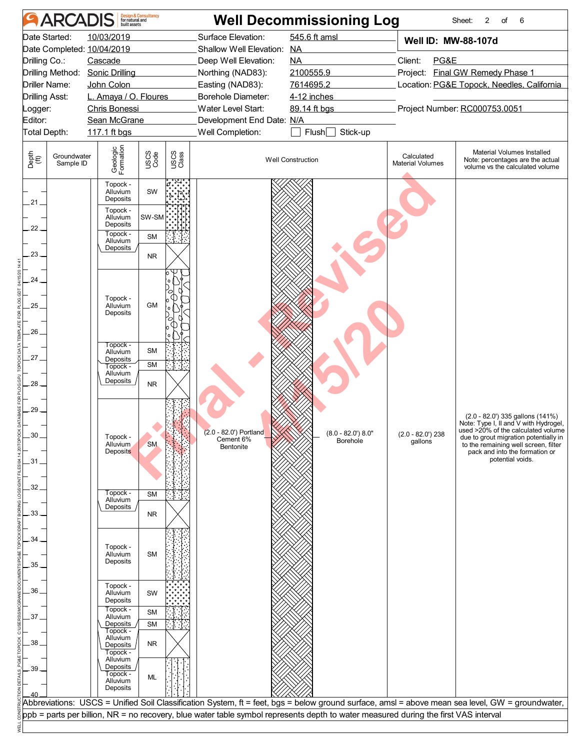# ARCADIS — Well Decommissioning Log

Sheet: 2 of 6

| | | | |
|---|---|---|---|
| Date Started: | 10/03/2019 | Surface Elevation: | 545.6 ft amsl |
| Date Completed: | 10/04/2019 | Shallow Well Elevation: | NA |
| Drilling Co.: | Cascade | Deep Well Elevation: | NA |
| Drilling Method: | Sonic Drilling | Northing (NAD83): | 2100555.9 |
| Driller Name: | John Colon | Easting (NAD83): | 7614695.2 |
| Drilling Asst: | L. Amaya / O. Floures | Borehole Diameter: | 4-12 inches |
| Logger: | Chris Bonessi | Water Level Start: | 89.14 ft bgs |
| Editor: | Sean McGrane | Development End Date: | N/A |
| Total Depth: | 117.1 ft bgs | Well Completion: | ☐ Flush ☐ Stick-up |

**Well ID: MW-88-107d**

Client: PG&E
Project: Final GW Remedy Phase 1
Location: PG&E Topock, Needles, California
Project Number: RC000753.0051

| Depth (ft) | Groundwater Sample ID | Geologic Formation | USCS Code | Well Construction | Calculated Material Volumes | Material Volumes Installed (Note: percentages are the actual volume vs the calculated volume) |
|---|---|---|---|---|---|---|
| 20–21 | | Topock - Alluvium Deposits | SW | | | |
| 21–22 | | Topock - Alluvium Deposits | SW-SM | | | |
| 22–22.5 | | Topock - Alluvium Deposits | SM | | | |
| 22.5–23.5 | | Topock - Alluvium Deposits | NR | | | |
| 23.5–26.5 | | Topock - Alluvium Deposits | GM | | | |
| 26.5–27 | | Topock - Alluvium Deposits | SM | | | |
| 27–27.5 | | Topock - Alluvium Deposits | SM | | | |
| 27.5–28.5 | | | NR | | | |
| 28.5–32 | | Topock - Alluvium Deposits | SM | (2.0 - 82.0') Portland Cement 6% Bentonite; (8.0 - 82.0') 8.0" Borehole | (2.0 - 82.0') 238 gallons | (2.0 - 82.0') 335 gallons (141%) Note: Type I, II and V with Hydrogel, used >20% of the calculated volume due to grout migration potentially in to the remaining well screen, filter pack and into the formation or potential voids. |
| 32–32.5 | | Topock - Alluvium Deposits | SM | | | |
| 32.5–33.5 | | | NR | | | |
| 33.5–35.5 | | Topock - Alluvium Deposits | SM | | | |
| 35.5–36.5 | | Topock - Alluvium Deposits | SW | | | |
| 36.5–37 | | Topock - Alluvium Deposits | SM | | | |
| 37–37.5 | | Topock - Alluvium Deposits | SM | | | |
| 37.5–38.5 | | Topock - Alluvium Deposits | NR | | | |
| 38.5–40 | | Topock - Alluvium Deposits | ML | | | |

Abbreviations: USCS = Unified Soil Classification System, ft = feet, bgs = below ground surface, amsl = above mean sea level, GW = groundwater, ppb = parts per billion, NR = no recovery, blue water table symbol represents depth to water measured during the first VAS interval

Final - Revised 4/15/20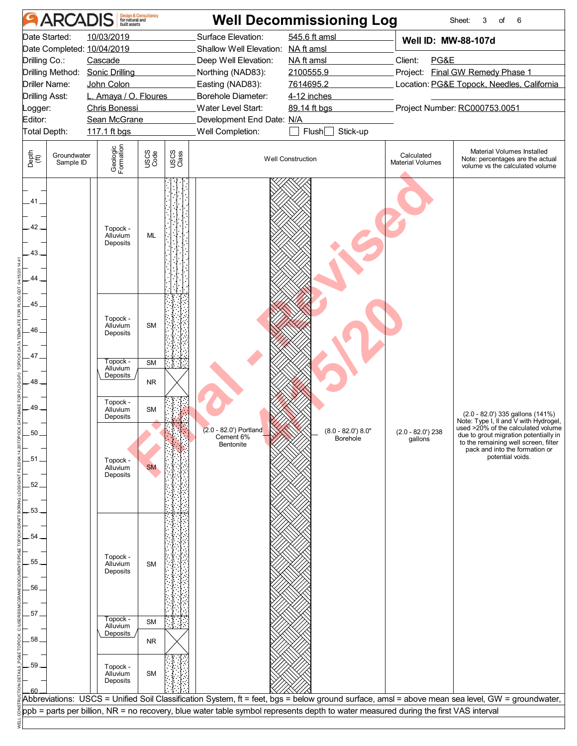# Well Decommissioning Log

ARCADIS Design & Consultancy for natural and built assets

Sheet: 3 of 6

| | | | |
|---|---|---|---|
| Date Started: | 10/03/2019 | Surface Elevation: | 545.6 ft amsl |
| Date Completed: | 10/04/2019 | Shallow Well Elevation: | NA ft amsl |
| Drilling Co.: | Cascade | Deep Well Elevation: | NA ft amsl |
| Drilling Method: | Sonic Drilling | Northing (NAD83): | 2100555.9 |
| Driller Name: | John Colon | Easting (NAD83): | 7614695.2 |
| Drilling Asst: | L. Amaya / O. Floures | Borehole Diameter: | 4-12 inches |
| Logger: | Chris Bonessi | Water Level Start: | 89.14 ft bgs |
| Editor: | Sean McGrane | Development End Date: | N/A |
| Total Depth: | 117.1 ft bgs | Well Completion: | ☐ Flush ☐ Stick-up |

**Well ID: MW-88-107d**

Client: PG&E
Project: Final GW Remedy Phase 1
Location: PG&E Topock, Needles, California
Project Number: RC000753.0051

| Depth (ft) | Groundwater Sample ID | Geologic Formation | USCS Code | USCS Class | Well Construction | Calculated Material Volumes | Material Volumes Installed (Note: percentages are the actual volume vs the calculated volume) |
|---|---|---|---|---|---|---|---|
| 40 - 45 | | Topock - Alluvium Deposits | ML | | | | |
| 45 - 47 | | Topock - Alluvium Deposits | SM | | | | |
| 47 - 47.4 | | Topock - Alluvium Deposits | SM | | | | |
| 47.4 - 48.6 | | | NR | | | | |
| 48.6 - 49.5 | | Topock - Alluvium Deposits | SM | | | | |
| 49.5 - 53 | | Topock - Alluvium Deposits | SM | | (2.0 - 82.0') Portland Cement 6% Bentonite; (8.0 - 82.0') 8.0" Borehole | (2.0 - 82.0') 238 gallons | (2.0 - 82.0') 335 gallons (141%) Note: Type I, II and V with Hydrogel, used >20% of the calculated volume due to grout migration potentially in to the remaining well screen, filter pack and into the formation or potential voids. |
| 53 - 57.4 | | Topock - Alluvium Deposits | SM | | | | |
| 57.4 - 57.6 | | Topock - Alluvium Deposits | SM | | | | |
| 57.6 - 58.6 | | | NR | | | | |
| 58.6 - 60 | | Topock - Alluvium Deposits | SM | | | | |

Final - Revised 4/15/20

Abbreviations: USCS = Unified Soil Classification System, ft = feet, bgs = below ground surface, amsl = above mean sea level, GW = groundwater, ppb = parts per billion, NR = no recovery, blue water table symbol represents depth to water measured during the first VAS interval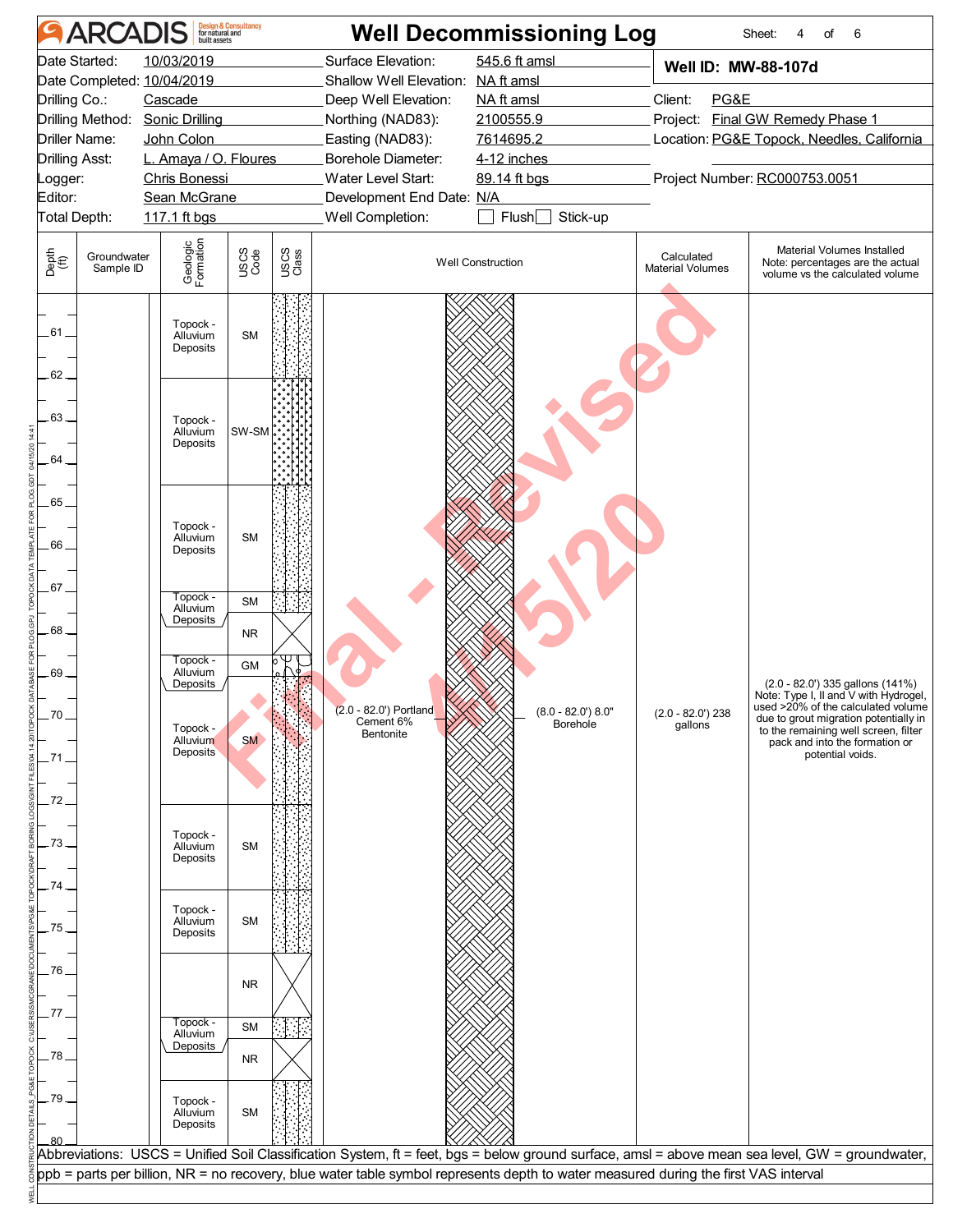# ARCADIS — Well Decommissioning Log

Sheet: 4 of 6

| | | | |
|---|---|---|---|
| Date Started: | 10/03/2019 | Surface Elevation: | 545.6 ft amsl |
| Date Completed: | 10/04/2019 | Shallow Well Elevation: | NA ft amsl |
| Drilling Co.: | Cascade | Deep Well Elevation: | NA ft amsl |
| Drilling Method: | Sonic Drilling | Northing (NAD83): | 2100555.9 |
| Driller Name: | John Colon | Easting (NAD83): | 7614695.2 |
| Drilling Asst: | L. Amaya / O. Floures | Borehole Diameter: | 4-12 inches |
| Logger: | Chris Bonessi | Water Level Start: | 89.14 ft bgs |
| Editor: | Sean McGrane | Development End Date: | N/A |
| Total Depth: | 117.1 ft bgs | Well Completion: | ☐ Flush ☐ Stick-up |

**Well ID: MW-88-107d**

Client: PG&E
Project: Final GW Remedy Phase 1
Location: PG&E Topock, Needles, California
Project Number: RC000753.0051

| Depth (ft) | Groundwater Sample ID | Geologic Formation | USCS Code | Well Construction | Calculated Material Volumes | Material Volumes Installed (Note: percentages are the actual volume vs the calculated volume) |
|---|---|---|---|---|---|---|
| 60.5 - 62.0 | | Topock - Alluvium Deposits | SM | | | |
| 62.0 - 64.5 | | Topock - Alluvium Deposits | SW-SM | | | |
| 64.5 - 67.1 | | Topock - Alluvium Deposits | SM | | | |
| 67.1 - 67.6 | | Topock - Alluvium Deposits | SM | | | |
| 67.6 - 68.6 | | | NR | | | |
| 68.6 - 69.1 | | Topock - Alluvium Deposits | GM | | | |
| 69.1 - 72.1 | | Topock - Alluvium Deposits | SM | (2.0 - 82.0') Portland Cement 6% Bentonite; (8.0 - 82.0') 8.0" Borehole | (2.0 - 82.0') 238 gallons | (2.0 - 82.0') 335 gallons (141%) Note: Type I, II and V with Hydrogel, used >20% of the calculated volume due to grout migration potentially in to the remaining well screen, filter pack and into the formation or potential voids. |
| 72.1 - 74.1 | | Topock - Alluvium Deposits | SM | | | |
| 74.1 - 75.6 | | Topock - Alluvium Deposits | SM | | | |
| 75.6 - 77.1 | | | NR | | | |
| 77.1 - 77.6 | | Topock - Alluvium Deposits | SM | | | |
| 77.6 - 78.6 | | | NR | | | |
| 78.6 - 80.0 | | Topock - Alluvium Deposits | SM | | | |

Abbreviations: USCS = Unified Soil Classification System, ft = feet, bgs = below ground surface, amsl = above mean sea level, GW = groundwater, ppb = parts per billion, NR = no recovery, blue water table symbol represents depth to water measured during the first VAS interval

Final - Revised 4/15/20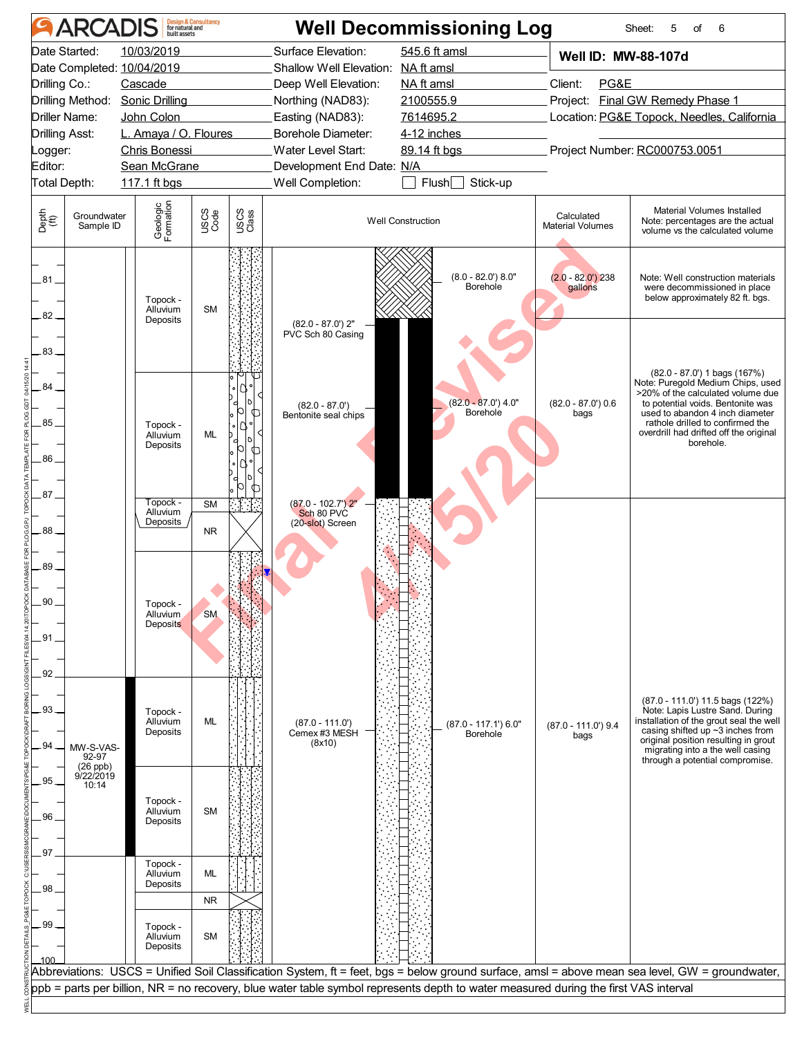# ARCADIS — Well Decommissioning Log

Sheet: 5 of 6

| | | | | | |
|---|---|---|---|---|---|
| Date Started: | 10/03/2019 | Surface Elevation: | 545.6 ft amsl | **Well ID: MW-88-107d** | |
| Date Completed: | 10/04/2019 | Shallow Well Elevation: | NA ft amsl | | |
| Drilling Co.: | Cascade | Deep Well Elevation: | NA ft amsl | Client: | PG&E |
| Drilling Method: | Sonic Drilling | Northing (NAD83): | 2100555.9 | Project: | Final GW Remedy Phase 1 |
| Driller Name: | John Colon | Easting (NAD83): | 7614695.2 | Location: | PG&E Topock, Needles, California |
| Drilling Asst: | L. Amaya / O. Floures | Borehole Diameter: | 4-12 inches | | |
| Logger: | Chris Bonessi | Water Level Start: | 89.14 ft bgs | Project Number: | RC000753.0051 |
| Editor: | Sean McGrane | Development End Date: | N/A | | |
| Total Depth: | 117.1 ft bgs | Well Completion: | ☐ Flush ☐ Stick-up | | |

| Depth (ft) | Groundwater Sample ID | Geologic Formation | USCS Code |
|---|---|---|---|
| 80.0 - 83.5 | | Topock - Alluvium Deposits | SM |
| 83.5 - 87.0 | | Topock - Alluvium Deposits | ML |
| 87.0 - 87.5 | | Topock - Alluvium Deposits | SM |
| 87.5 - 88.5 | | | NR |
| 88.5 - 92.0 | | Topock - Alluvium Deposits | SM |
| 92.0 - 94.5 | MW-S-VAS-92-97 (26 ppb) 9/22/2019 10:14 | Topock - Alluvium Deposits | ML |
| 94.5 - 97.0 | | Topock - Alluvium Deposits | SM |
| 97.0 - 98.0 | | Topock - Alluvium Deposits | ML |
| 98.0 - 98.5 | | | NR |
| 98.5 - 100.0 | | Topock - Alluvium Deposits | SM |

**Well Construction**

| Interval | Description | Borehole | Calculated Material Volumes | Material Volumes Installed (Note: percentages are the actual volume vs the calculated volume) |
|---|---|---|---|---|
| (2.0 - 82.0') / (8.0 - 82.0') | | (8.0 - 82.0') 8.0" Borehole | (2.0 - 82.0') 238 gallons | Note: Well construction materials were decommissioned in place below approximately 82 ft. bgs. |
| (82.0 - 87.0') | 2" PVC Sch 80 Casing; Bentonite seal chips | (82.0 - 87.0') 4.0" Borehole | (82.0 - 87.0') 0.6 bags | (82.0 - 87.0') 1 bags (167%) Note: Puregold Medium Chips, used >20% of the calculated volume due to potential voids. Bentonite was used to abandon 4 inch diameter rathole drilled to confirmed the overdrill had drifted off the original borehole. |
| (87.0 - 102.7') | 2" Sch 80 PVC (20-slot) Screen | | | |
| (87.0 - 111.0') | Cemex #3 MESH (8x10) | (87.0 - 117.1') 6.0" Borehole | (87.0 - 111.0') 9.4 bags | (87.0 - 111.0') 11.5 bags (122%) Note: Lapis Lustre Sand. During installation of the grout seal the well casing shifted up ~3 inches from original position resulting in grout migrating into a the well casing through a potential compromise. |

Final - Revised 4/15/20

Abbreviations: USCS = Unified Soil Classification System, ft = feet, bgs = below ground surface, amsl = above mean sea level, GW = groundwater, ppb = parts per billion, NR = no recovery, blue water table symbol represents depth to water measured during the first VAS interval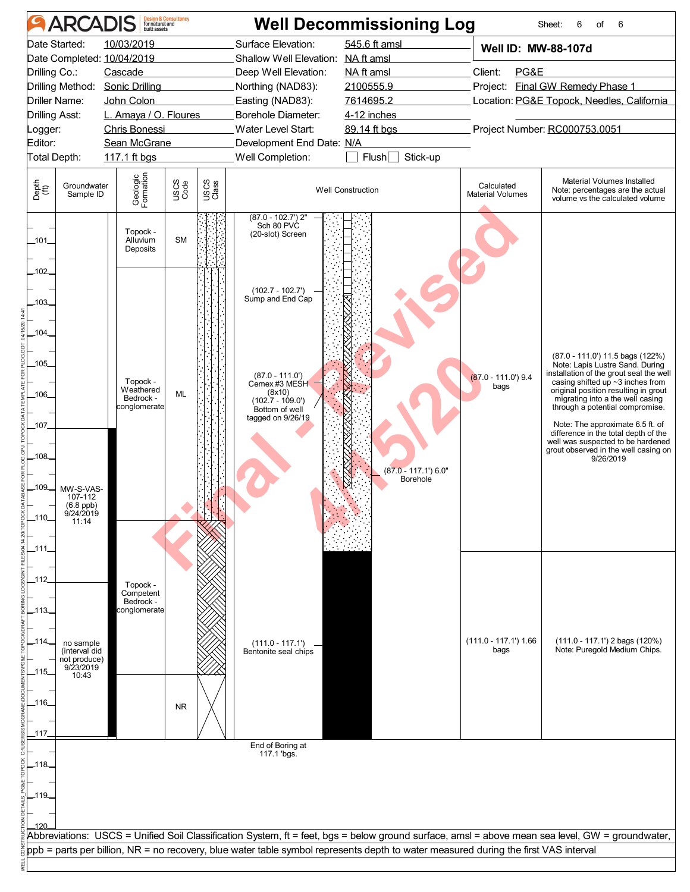# Well Decommissioning Log

ARCADIS Design & Consultancy for natural and built assets

Sheet: 6 of 6

| | | | |
|---|---|---|---|
| Date Started: | 10/03/2019 | Surface Elevation: | 545.6 ft amsl |
| Date Completed: | 10/04/2019 | Shallow Well Elevation: | NA ft amsl |
| Drilling Co.: | Cascade | Deep Well Elevation: | NA ft amsl |
| Drilling Method: | Sonic Drilling | Northing (NAD83): | 2100555.9 |
| Driller Name: | John Colon | Easting (NAD83): | 7614695.2 |
| Drilling Asst: | L. Amaya / O. Floures | Borehole Diameter: | 4-12 inches |
| Logger: | Chris Bonessi | Water Level Start: | 89.14 ft bgs |
| Editor: | Sean McGrane | Development End Date: | N/A |
| Total Depth: | 117.1 ft bgs | Well Completion: | ☐ Flush ☐ Stick-up |

**Well ID: MW-88-107d**

Client: PG&E
Project: Final GW Remedy Phase 1
Location: PG&E Topock, Needles, California
Project Number: RC000753.0051

| Depth (ft) | Groundwater Sample ID | Geologic Formation | USCS Code | Well Construction | Calculated Material Volumes | Material Volumes Installed (Note: percentages are the actual volume vs the calculated volume) |
|---|---|---|---|---|---|---|
| 100–102 | | Topock - Alluvium Deposits | SM | (87.0 - 102.7') 2" Sch 80 PVC (20-slot) Screen | | |
| 102–110 | MW-S-VAS-107-112 (6.8 ppb) 9/24/2019 11:14 | Topock - Weathered Bedrock - conglomerate | ML | (102.7 - 102.7') Sump and End Cap; (87.0 - 111.0') Cemex #3 MESH (8x10); (102.7 - 109.0') Bottom of well tagged on 9/26/19; (87.0 - 117.1') 6.0" Borehole | (87.0 - 111.0') 9.4 bags | (87.0 - 111.0') 11.5 bags (122%) Note: Lapis Lustre Sand. During installation of the grout seal the well casing shifted up ~3 inches from original position resulting in grout migrating into a the well casing through a potential compromise. Note: The approximate 6.5 ft. of difference in the total depth of the well was suspected to be hardened grout observed in the well casing on 9/26/2019 |
| 110–115 | no sample (interval did not produce) 9/23/2019 10:43 | Topock - Competent Bedrock - conglomerate | | (111.0 - 117.1') Bentonite seal chips | (111.0 - 117.1') 1.66 bags | (111.0 - 117.1') 2 bags (120%) Note: Puregold Medium Chips. |
| 115–117.1 | | | NR | | | |

End of Boring at 117.1 'bgs.

Abbreviations: USCS = Unified Soil Classification System, ft = feet, bgs = below ground surface, amsl = above mean sea level, GW = groundwater, ppb = parts per billion, NR = no recovery, blue water table symbol represents depth to water measured during the first VAS interval

Final - Revised 4/15/20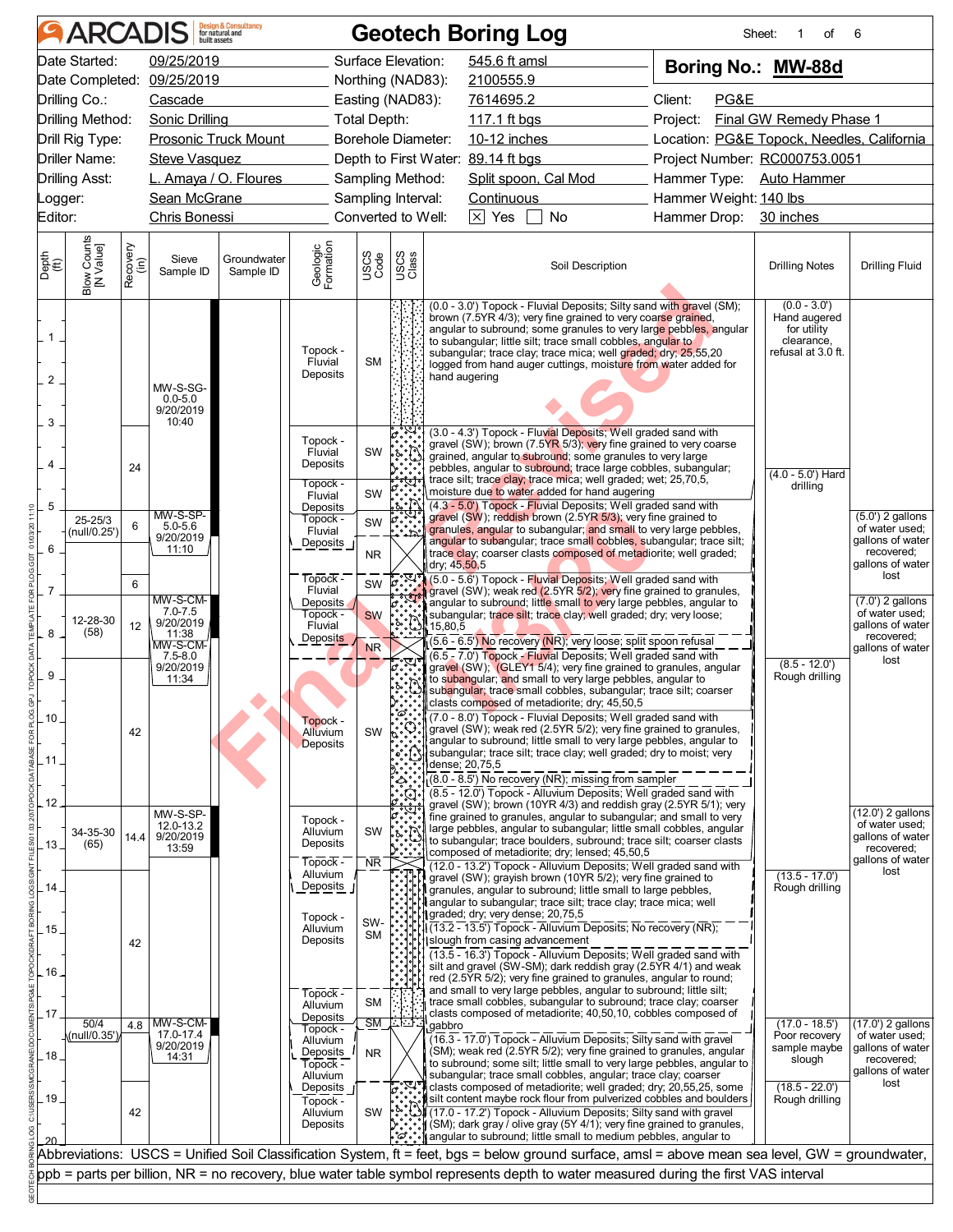# ARCADIS — Geotech Boring Log

Sheet: 1 of 6

| | | | |
|---|---|---|---|
| Date Started: | 09/25/2019 | Surface Elevation: | 545.6 ft amsl |
| Date Completed: | 09/25/2019 | Northing (NAD83): | 2100555.9 |
| Drilling Co.: | Cascade | Easting (NAD83): | 7614695.2 |
| Drilling Method: | Sonic Drilling | Total Depth: | 117.1 ft bgs |
| Drill Rig Type: | Prosonic Truck Mount | Borehole Diameter: | 10-12 inches |
| Driller Name: | Steve Vasquez | Depth to First Water: | 89.14 ft bgs |
| Drilling Asst: | L. Amaya / O. Floures | Sampling Method: | Split spoon, Cal Mod |
| Logger: | Sean McGrane | Sampling Interval: | Continuous |
| Editor: | Chris Bonessi | Converted to Well: | ☒ Yes ☐ No |

**Boring No.: MW-88d**

Client: PG&E
Project: Final GW Remedy Phase 1
Location: PG&E Topock, Needles, California
Project Number: RC000753.0051
Hammer Type: Auto Hammer
Hammer Weight: 140 lbs
Hammer Drop: 30 inches

| Depth (ft) | Blow Counts [N Value] | Recovery (in) | Sieve Sample ID | Groundwater Sample ID | Geologic Formation | USCS Code | Soil Description | Drilling Notes | Drilling Fluid |
|---|---|---|---|---|---|---|---|---|---|
| 0.0-3.0 | | | MW-S-SG-0.0-5.0 9/20/2019 10:40 | | Topock - Fluvial Deposits | SM | (0.0 - 3.0') Topock - Fluvial Deposits; Silty sand with gravel (SM); brown (7.5YR 4/3); very fine grained to very coarse grained, angular to subround; some granules to very large pebbles, angular to subangular; little silt; trace small cobbles, angular to subangular; trace clay; trace mica; well graded; dry; 25,55,20 logged from hand auger cuttings, moisture from water added for hand augering | (0.0 - 3.0') Hand augered for utility clearance, refusal at 3.0 ft. | |
| 3.0-4.3 | | 24 | | | Topock - Fluvial Deposits | SW | (3.0 - 4.3') Topock - Fluvial Deposits; Well graded sand with gravel (SW); brown (7.5YR 5/3); very fine grained to very coarse grained, angular to subround; some granules to very large pebbles, angular to subround; trace large cobbles, subangular; trace silt; trace clay; trace mica; well graded; wet; 25,70,5, moisture due to water added for hand augering | (4.0 - 5.0') Hard drilling | |
| 4.3-5.0 | | | | | Topock - Fluvial Deposits | SW | (4.3 - 5.0') Topock - Fluvial Deposits; Well graded sand with gravel (SW); reddish brown (2.5YR 5/3); very fine grained to granules, angular to subangular; and small to very large pebbles, angular to subangular; trace small cobbles, subangular; trace silt; trace clay; coarser clasts composed of metadiorite; well graded; dry; 45,50,5 | | |
| 5.0-5.6 | 25-25/3 (null/0.25') | 6 | MW-S-SP-5.0-5.6 9/20/2019 11:10 | | Topock - Fluvial Deposits | SW | (5.0 - 5.6') Topock - Fluvial Deposits; Well graded sand with gravel (SW); weak red (2.5YR 5/2); very fine grained to granules, angular to subround; little small to very large pebbles, angular to subangular; trace silt; trace clay; well graded; dry; very loose; 15,80,5 | | (5.0') 2 gallons of water used; gallons of water recovered; gallons of water lost |
| 5.6-6.5 | | | | | | NR | (5.6 - 6.5') No recovery (NR); very loose; split spoon refusal | | |
| 6.5-7.0 | | 6 | | | Topock - Fluvial Deposits | SW | (6.5 - 7.0') Topock - Fluvial Deposits; Well graded sand with gravel (SW); (GLEY1 5/4); very fine grained to granules, angular to subangular; and small to very large pebbles, angular to subangular; trace small cobbles, subangular; trace silt; coarser clasts composed of metadiorite; dry; 45,50,5 | | |
| 7.0-8.0 | 12-28-30 (58) | 12 | MW-S-CM-7.0-7.5 9/20/2019 11:38; MW-S-CM-7.5-8.0 9/20/2019 11:34 | | Topock - Fluvial Deposits | SW | (7.0 - 8.0') Topock - Fluvial Deposits; Well graded sand with gravel (SW); weak red (2.5YR 5/2); very fine grained to granules, angular to subround; little small to very large pebbles, angular to subangular; trace silt; trace clay; well graded; dry to moist; very dense; 20,75,5 | | (7.0') 2 gallons of water used; gallons of water recovered; gallons of water lost |
| 8.0-8.5 | | | | | | NR | (8.0 - 8.5') No recovery (NR); missing from sampler | | |
| 8.5-12.0 | | 42 | | | Topock - Alluvium Deposits | SW | (8.5 - 12.0') Topock - Alluvium Deposits; Well graded sand with gravel (SW); brown (10YR 4/3) and reddish gray (2.5YR 5/1); very fine grained to granules, angular to subangular; and small to very large pebbles, angular to subangular; little small cobbles, angular to subangular; trace boulders, subround; trace silt; coarser clasts composed of metadiorite; dry; lensed; 45,50,5 | (8.5 - 12.0') Rough drilling | |
| 12.0-13.2 | 34-35-30 (65) | 14.4 | MW-S-SP-12.0-13.2 9/20/2019 13:59 | | Topock - Alluvium Deposits | SW | (12.0 - 13.2') Topock - Alluvium Deposits; Well graded sand with gravel (SW); grayish brown (10YR 5/2); very fine grained to granules, angular to subround; little small to large pebbles, angular to subangular; trace silt; trace clay; trace mica; well graded; dry; very dense; 20,75,5 | | (12.0') 2 gallons of water used; gallons of water recovered; gallons of water lost |
| 13.2-13.5 | | | | | Topock - Alluvium Deposits | NR | (13.2 - 13.5') Topock - Alluvium Deposits; No recovery (NR); slough from casing advancement | | |
| 13.5-16.3 | | 42 | | | Topock - Alluvium Deposits | SW-SM | (13.5 - 16.3') Topock - Alluvium Deposits; Well graded sand with silt and gravel (SW-SM); dark reddish gray (2.5YR 4/1) and weak red (2.5YR 5/2); very fine grained to granules, angular to round; and small to very large pebbles, angular to subround; little silt; trace small cobbles, subangular to subround; trace clay; coarser clasts composed of metadiorite; 40,50,10, cobbles composed of gabbro | (13.5 - 17.0') Rough drilling | |
| 16.3-17.0 | | | | | Topock - Alluvium Deposits | SM | (16.3 - 17.0') Topock - Alluvium Deposits; Silty sand with gravel (SM); weak red (2.5YR 5/2); very fine grained to granules, angular to subround; some silt; little small to very large pebbles, angular to subangular; trace small cobbles, angular; trace clay; coarser clasts composed of metadiorite; well graded; dry; 20,55,25, some silt content maybe rock flour from pulverized cobbles and boulders | | |
| 17.0-17.2 | 50/4 (null/0.35') | 4.8 | MW-S-CM-17.0-17.4 9/20/2019 14:31 | | Topock - Alluvium Deposits | SM | (17.0 - 17.2') Topock - Alluvium Deposits; Silty sand with gravel (SM); dark gray / olive gray (5Y 4/1); very fine grained to granules, angular to subround; little small to medium pebbles, angular to | (17.0 - 18.5') Poor recovery sample maybe slough | (17.0') 2 gallons of water used; gallons of water recovered; gallons of water lost |
| 17.2-18.5 | | | | | Topock - Alluvium Deposits | NR | | | |
| 18.5-20.0 | | 42 | | | Topock - Alluvium Deposits | SW | | (18.5 - 22.0') Rough drilling | |

Abbreviations: USCS = Unified Soil Classification System, ft = feet, bgs = below ground surface, amsl = above mean sea level, GW = groundwater, ppb = parts per billion, NR = no recovery, blue water table symbol represents depth to water measured during the first VAS interval

Final Revised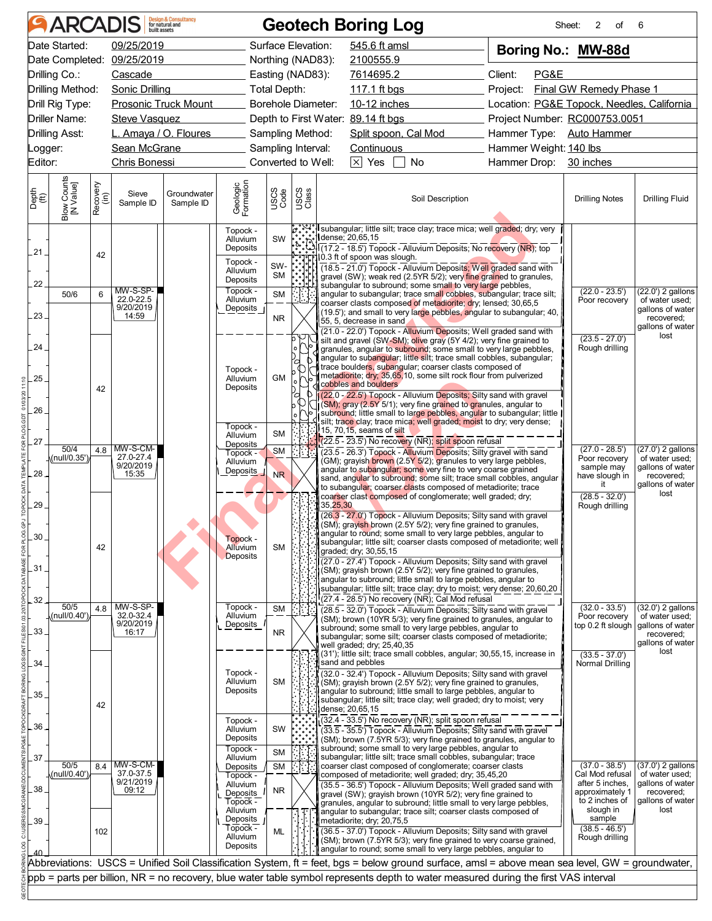# ARCADIS — Geotech Boring Log

Sheet: 2 of 6

| | | | |
|---|---|---|---|
| Date Started: | 09/25/2019 | Surface Elevation: | 545.6 ft amsl |
| Date Completed: | 09/25/2019 | Northing (NAD83): | 2100555.9 |
| Drilling Co.: | Cascade | Easting (NAD83): | 7614695.2 |
| Drilling Method: | Sonic Drilling | Total Depth: | 117.1 ft bgs |
| Drill Rig Type: | Prosonic Truck Mount | Borehole Diameter: | 10-12 inches |
| Driller Name: | Steve Vasquez | Depth to First Water: | 89.14 ft bgs |
| Drilling Asst: | L. Amaya / O. Floures | Sampling Method: | Split spoon, Cal Mod |
| Logger: | Sean McGrane | Sampling Interval: | Continuous |
| Editor: | Chris Bonessi | Converted to Well: | ☒ Yes ☐ No |

**Boring No.: MW-88d**

Client: PG&E
Project: Final GW Remedy Phase 1
Location: PG&E Topock, Needles, California
Project Number: RC000753.0051
Hammer Type: Auto Hammer
Hammer Weight: 140 lbs
Hammer Drop: 30 inches

| Depth (ft) | Blow Counts [N Value] | Recovery (in) | Sieve Sample ID | Groundwater Sample ID | Geologic Formation | USCS Code | Drilling Notes | Drilling Fluid |
|---|---|---|---|---|---|---|---|---|
| 20–21 | | 42 | | | Topock - Alluvium Deposits | SW | | |
| 21–22 | | | | | Topock - Alluvium Deposits | SW-SM | | |
| 22.0 | 50/6 | 6 | MW-S-SP-22.0-22.5 9/20/2019 14:59 | | Topock - Alluvium Deposits | SM | (22.0 - 23.5') Poor recovery | (22.0') 2 gallons of water used; gallons of water recovered; gallons of water lost |
| 22.5–23.5 | | | | | | NR | | |
| 23.5–27 | | 42 | | | Topock - Alluvium Deposits | GM | (23.5 - 27.0') Rough drilling | |
| 26.3–27 | | | | | Topock - Alluvium Deposits | SM | | |
| 27.0 | 50/4 (null/0.35') | 4.8 | MW-S-CM-27.0-27.4 9/20/2019 15:35 | | Topock - Alluvium Deposits | SM | (27.0 - 28.5') Poor recovery sample may have slough in it | (27.0') 2 gallons of water used; gallons of water recovered; gallons of water lost |
| 27.4–28.5 | | | | | | NR | | |
| 28.5–32 | | 42 | | | Topock - Alluvium Deposits | SM | (28.5 - 32.0') Rough drilling | |
| 32.0 | 50/5 (null/0.40') | 4.8 | MW-S-SP-32.0-32.4 9/20/2019 16:17 | | Topock - Alluvium Deposits | SM | (32.0 - 33.5') Poor recovery top 0.2 ft slough | (32.0') 2 gallons of water used; gallons of water recovered; gallons of water lost |
| 32.4–33.5 | | | | | | NR | | |
| 33.5–35.5 | | 42 | | | Topock - Alluvium Deposits | SM | (33.5 - 37.0') Normal Drilling | |
| 35.5–36.5 | | | | | Topock - Alluvium Deposits | SW | | |
| 36.5–37 | | | | | Topock - Alluvium Deposits | SM | | |
| 37.0 | 50/5 (null/0.40') | 8.4 | MW-S-CM-37.0-37.5 9/21/2019 09:12 | | Topock - Alluvium Deposits | SM | (37.0 - 38.5') Cal Mod refusal after 5 inches, approximately 1 to 2 inches of slough in sample | (37.0') 2 gallons of water used; gallons of water recovered; gallons of water lost |
| 37.5–38.5 | | | | | Topock - Alluvium Deposits | NR | | |
| 38.5–40 | | 102 | | | Topock - Alluvium Deposits | ML | (38.5 - 46.5') Rough drilling | |

**Soil Description:**

subangular; little silt; trace clay; trace mica; well graded; dry; very dense; 20,65,15

(17.2 - 18.5') Topock - Alluvium Deposits; No recovery (NR); top 0.3 ft of spoon was slough.

(18.5 - 21.0') Topock - Alluvium Deposits; Well graded sand with gravel (SW); weak red (2.5YR 5/2); very fine grained to granules, subangular to subround; some small to very large pebbles, angular to subangular; trace small cobbles, subangular; trace silt; coarser clasts composed of metadiorite; dry; lensed; 30,65,5
(19.5'); and small to very large pebbles, angular to subangular; 40, 55, 5, decrease in sand

(21.0 - 22.0') Topock - Alluvium Deposits; Well graded sand with silt and gravel (SW-SM); olive gray (5Y 4/2); very fine grained to granules, angular to subround; some small to very large pebbles, angular to subangular; little silt; trace small cobbles, subangular; trace boulders, subangular; coarser clasts composed of metadiorite; dry; 35,65,10, some silt rock flour from pulverized cobbles and boulders

(22.0 - 22.5') Topock - Alluvium Deposits; Silty sand with gravel (SM); gray (2.5Y 5/1); very fine grained to granules, angular to subround; little small to large pebbles, angular to subangular; little silt; trace clay; trace mica; well graded; moist to dry; very dense; 15, 70,15, seams of silt

(22.5 - 23.5') No recovery (NR); split spoon refusal

(23.5 - 26.3') Topock - Alluvium Deposits; Silty gravel with sand (GM); grayish brown (2.5Y 5/2); granules to very large pebbles, angular to subangular; some very fine to very coarse grained sand, angular to subround; some silt; trace small cobbles, angular to subangular; coarser clasts composed of metadiorite; trace coarser clast composed of conglomerate; well graded; dry; 35,25,30

(26.3 - 27.0') Topock - Alluvium Deposits; Silty sand with gravel (SM); grayish brown (2.5Y 5/2); very fine grained to granules, angular to round; some small to very large pebbles, angular to subangular; little silt; coarser clasts composed of metadiorite; well graded; dry; 30,55,15

(27.0 - 27.4') Topock - Alluvium Deposits; Silty sand with gravel (SM); grayish brown (2.5Y 5/2); very fine grained to granules, angular to subround; little small to large pebbles, angular to subangular; little silt; trace clay; dry to moist; very dense; 20,60,20

(27.4 - 28.5') No recovery (NR); Cal Mod refusal

(28.5 - 32.0') Topock - Alluvium Deposits; Silty sand with gravel (SM); brown (10YR 5/3); very fine grained to granules, angular to subround; some small to very large pebbles, angular to subangular; some silt; coarser clasts composed of metadiorite; well graded; dry; 25,40,35
(31'); little silt; trace small cobbles, angular; 30,55,15, increase in sand and pebbles

(32.0 - 32.4') Topock - Alluvium Deposits; Silty sand with gravel (SM); grayish brown (2.5Y 5/2); very fine grained to granules, angular to subround; little small to large pebbles, angular to subangular; little silt; trace clay; well graded; dry to moist; very dense; 20,65,15

(32.4 - 33.5') No recovery (NR); split spoon refusal

(33.5 - 35.5') Topock - Alluvium Deposits; Silty sand with gravel (SM); brown (7.5YR 5/3); very fine grained to granules, angular to subround; some small to very large pebbles, angular to subangular; little silt; trace small cobbles, subangular; trace coarser clast composed of conglomerate; coarser clasts composed of metadiorite; well graded; dry; 35,45,20

(35.5 - 36.5') Topock - Alluvium Deposits; Well graded sand with gravel (SW); grayish brown (10YR 5/2); very fine grained to granules, angular to subround; little small to very large pebbles, angular to subangular; trace silt; coarser clasts composed of metadiorite; dry; 20,75,5

(36.5 - 37.0') Topock - Alluvium Deposits; Silty sand with gravel (SM); brown (7.5YR 5/3); very fine grained to very coarse grained, angular to round; some small to very large pebbles, angular to

Abbreviations: USCS = Unified Soil Classification System, ft = feet, bgs = below ground surface, amsl = above mean sea level, GW = groundwater, ppb = parts per billion, NR = no recovery, blue water table symbol represents depth to water measured during the first VAS interval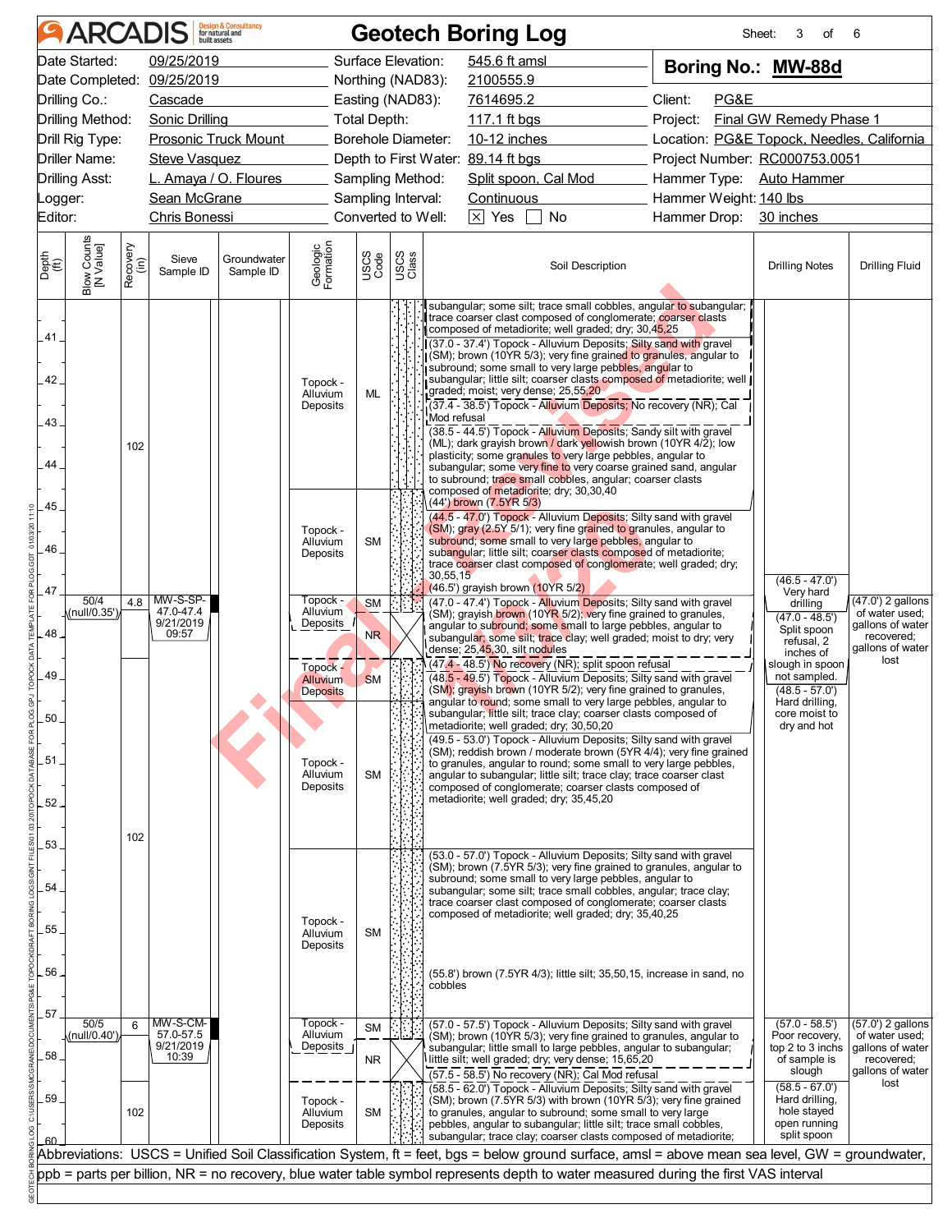# ARCADIS — Geotech Boring Log

Sheet: 3 of 6

| | | | |
|---|---|---|---|
| Date Started: 09/25/2019 | Surface Elevation: 545.6 ft amsl | **Boring No.: MW-88d** | |
| Date Completed: 09/25/2019 | Northing (NAD83): 2100555.9 | | |
| Drilling Co.: Cascade | Easting (NAD83): 7614695.2 | Client: PG&E | |
| Drilling Method: Sonic Drilling | Total Depth: 117.1 ft bgs | Project: Final GW Remedy Phase 1 | |
| Drill Rig Type: Prosonic Truck Mount | Borehole Diameter: 10-12 inches | Location: PG&E Topock, Needles, California | |
| Driller Name: Steve Vasquez | Depth to First Water: 89.14 ft bgs | Project Number: RC000753.0051 | |
| Drilling Asst: L. Amaya / O. Floures | Sampling Method: Split spoon, Cal Mod | Hammer Type: Auto Hammer | |
| Logger: Sean McGrane | Sampling Interval: Continuous | Hammer Weight: 140 lbs | |
| Editor: Chris Bonessi | Converted to Well: [X] Yes [ ] No | Hammer Drop: 30 inches | |

| Depth (ft) | Blow Counts [N Value] | Recovery (in) | Sieve Sample ID | Groundwater Sample ID | Geologic Formation | USCS Code | Soil Description | Drilling Notes | Drilling Fluid |
|---|---|---|---|---|---|---|---|---|---|
| 40–44.5 | | 102 | | | Topock - Alluvium Deposits | ML | subangular; some silt; trace small cobbles, angular to subangular; trace coarser clast composed of conglomerate; coarser clasts composed of metadiorite; well graded; dry; 30,45,25<br>(37.0 - 37.4') Topock - Alluvium Deposits; Silty sand with gravel (SM); brown (10YR 5/3); very fine grained to granules, angular to subround; some small to very large pebbles, angular to subangular; little silt; coarser clasts composed of metadiorite; well graded; moist; very dense; 25,55,20<br>(37.4 - 38.5') Topock - Alluvium Deposits; No recovery (NR); Cal Mod refusal<br>(38.5 - 44.5') Topock - Alluvium Deposits; Sandy silt with gravel (ML); dark grayish brown / dark yellowish brown (10YR 4/2); low plasticity; some granules to very large pebbles, angular to subangular; some very fine to very coarse grained sand, angular to subround; trace small cobbles, angular; coarser clasts composed of metadiorite; dry; 30,30,40<br>(44') brown (7.5YR 5/3) | | |
| 44.5–47 | | | | | Topock - Alluvium Deposits | SM | (44.5 - 47.0') Topock - Alluvium Deposits; Silty sand with gravel (SM); gray (2.5Y 5/1); very fine grained to granules, angular to subround; some small to very large pebbles, angular to subangular; little silt; coarser clasts composed of metadiorite; trace coarser clast composed of conglomerate; well graded; dry; 30,55,15<br>(46.5') grayish brown (10YR 5/2) | (46.5 - 47.0') Very hard drilling | |
| 47–47.4 | 50/4 (null/0.35') | 4.8 | MW-S-SP-47.0-47.4 9/21/2019 09:57 | | Topock - Alluvium Deposits | SM | (47.0 - 47.4') Topock - Alluvium Deposits; Silty sand with gravel (SM); grayish brown (10YR 5/2); very fine grained to granules, angular to subround; some small to large pebbles, angular to subangular; some silt; trace clay; well graded; moist to dry; very dense; 25,45,30, silt nodules | (47.0 - 48.5') Split spoon refusal, 2 inches of slough in spoon not sampled. | (47.0') 2 gallons of water used; gallons of water recovered; gallons of water lost |
| 47.4–48.5 | | | | | | NR | (47.4 - 48.5') No recovery (NR); split spoon refusal | | |
| 48.5–49.5 | | | | | Topock - Alluvium Deposits | SM | (48.5 - 49.5') Topock - Alluvium Deposits; Silty sand with gravel (SM); grayish brown (10YR 5/2); very fine grained to granules, angular to round; some small to very large pebbles, angular to subangular; little silt; trace clay; coarser clasts composed of metadiorite; well graded; dry; 30,50,20 | (48.5 - 57.0') Hard drilling, core moist to dry and hot | |
| 49.5–53 | | 102 | | | Topock - Alluvium Deposits | SM | (49.5 - 53.0') Topock - Alluvium Deposits; Silty sand with gravel (SM); reddish brown / moderate brown (5YR 4/4); very fine grained to granules, angular to round; some small to very large pebbles, angular to subangular; little silt; trace clay; trace coarser clast composed of conglomerate; coarser clasts composed of metadiorite; well graded; dry; 35,45,20 | | |
| 53–57 | | | | | Topock - Alluvium Deposits | SM | (53.0 - 57.0') Topock - Alluvium Deposits; Silty sand with gravel (SM); brown (7.5YR 5/3); very fine grained to granules, angular to subround; some small to very large pebbles, angular to subangular; some silt; trace small cobbles, angular; trace clay; trace coarser clast composed of conglomerate; coarser clasts composed of metadiorite; well graded; dry; 35,40,25<br>(55.8') brown (7.5YR 4/3); little silt; 35,50,15, increase in sand, no cobbles | | |
| 57–57.5 | 50/5 (null/0.40') | 6 | MW-S-CM-57.0-57.5 9/21/2019 10:39 | | Topock - Alluvium Deposits | SM | (57.0 - 57.5') Topock - Alluvium Deposits; Silty sand with gravel (SM); brown (10YR 5/3); very fine grained to granules, angular to subangular; little small to large pebbles, angular to subangular; little silt; well graded; dry; very dense; 15,65,20 | (57.0 - 58.5') Poor recovery, top 2 to 3 inchs of sample is slough | (57.0') 2 gallons of water used; gallons of water recovered; gallons of water lost |
| 57.5–58.5 | | | | | | NR | (57.5 - 58.5') No recovery (NR); Cal Mod refusal | | |
| 58.5–60 | | 102 | | | Topock - Alluvium Deposits | SM | (58.5 - 62.0') Topock - Alluvium Deposits; Silty sand with gravel (SM); brown (7.5YR 5/3) with brown (10YR 5/3); very fine grained to granules, angular to subround; some small to very large pebbles, angular to subangular; little silt; trace small cobbles, subangular; trace clay; coarser clasts composed of metadiorite; | (58.5 - 67.0') Hard drilling, hole stayed open running split spoon | |

Abbreviations: USCS = Unified Soil Classification System, ft = feet, bgs = below ground surface, amsl = above mean sea level, GW = groundwater, ppb = parts per billion, NR = no recovery, blue water table symbol represents depth to water measured during the first VAS interval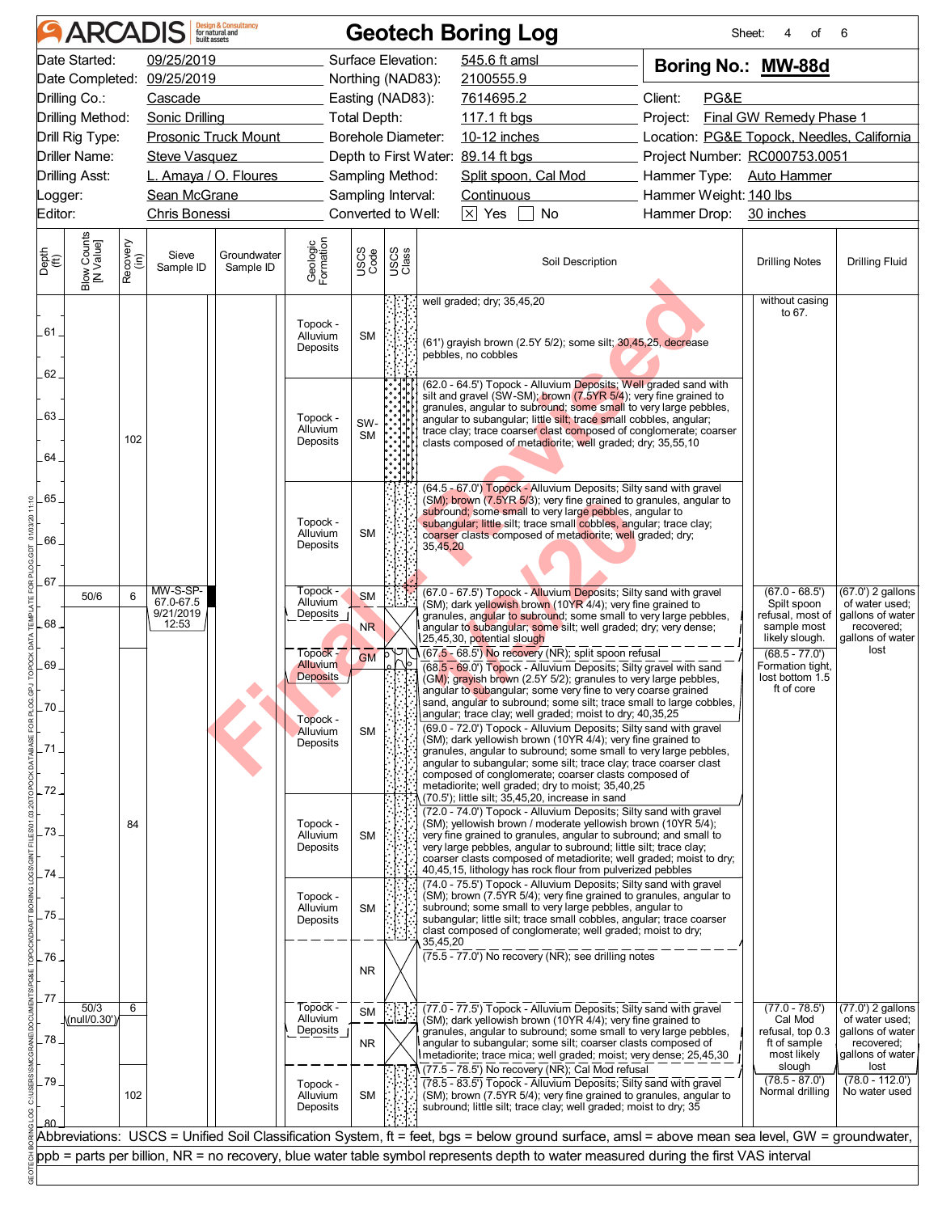# ARCADIS — Geotech Boring Log

| | | | |
|---|---|---|---|
| Date Started: 09/25/2019 | Surface Elevation: 545.6 ft amsl | **Boring No.: MW-88d** | |
| Date Completed: 09/25/2019 | Northing (NAD83): 2100555.9 | | |
| Drilling Co.: Cascade | Easting (NAD83): 7614695.2 | Client: PG&E | |
| Drilling Method: Sonic Drilling | Total Depth: 117.1 ft bgs | Project: Final GW Remedy Phase 1 | |
| Drill Rig Type: Prosonic Truck Mount | Borehole Diameter: 10-12 inches | Location: PG&E Topock, Needles, California | |
| Driller Name: Steve Vasquez | Depth to First Water: 89.14 ft bgs | Project Number: RC000753.0051 | |
| Drilling Asst: L. Amaya / O. Floures | Sampling Method: Split spoon, Cal Mod | Hammer Type: Auto Hammer | |
| Logger: Sean McGrane | Sampling Interval: Continuous | Hammer Weight: 140 lbs | |
| Editor: Chris Bonessi | Converted to Well: [X] Yes [ ] No | Hammer Drop: 30 inches | |

| Depth (ft) | Blow Counts [N Value] | Recovery (in) | Sieve Sample ID | Groundwater Sample ID | Geologic Formation | USCS Code | Soil Description | Drilling Notes | Drilling Fluid |
|---|---|---|---|---|---|---|---|---|---|
| 60–62 | | | | | Topock - Alluvium Deposits | SM | well graded; dry; 35,45,20<br>(61') grayish brown (2.5Y 5/2); some silt; 30,45,25, decrease pebbles, no cobbles | without casing to 67. | |
| 62–64.5 | | 102 | | | Topock - Alluvium Deposits | SW-SM | (62.0 - 64.5') Topock - Alluvium Deposits; Well graded sand with silt and gravel (SW-SM); brown (7.5YR 5/4); very fine grained to granules, angular to subround; some small to very large pebbles, angular to subangular; little silt; trace small cobbles, angular; trace clay; trace coarser clast composed of conglomerate; coarser clasts composed of metadiorite; well graded; dry; 35,55,10 | | |
| 64.5–67 | | | | | Topock - Alluvium Deposits | SM | (64.5 - 67.0') Topock - Alluvium Deposits; Silty sand with gravel (SM); brown (7.5YR 5/3); very fine grained to granules, angular to subround; some small to very large pebbles, angular to subangular; little silt; trace small cobbles, angular; trace clay; coarser clasts composed of metadiorite; well graded; dry; 35,45,20 | | |
| 67–67.5 | 50/6 | 6 | MW-S-SP-67.0-67.5 9/21/2019 12:53 | | Topock - Alluvium Deposits | SM | (67.0 - 67.5') Topock - Alluvium Deposits; Silty sand with gravel (SM); dark yellowish brown (10YR 4/4); very fine grained to granules, angular to subround; some small to very large pebbles, angular to subangular; some silt; well graded; dry; very dense; 25,45,30, potential slough | (67.0 - 68.5') Split spoon refusal, most of sample most likely slough. | (67.0') 2 gallons of water used; gallons of water recovered; gallons of water lost |
| 67.5–68.5 | | | | | | NR | (67.5 - 68.5') No recovery (NR); split spoon refusal | | |
| 68.5–69 | | | | | Topock - Alluvium Deposits | GM | (68.5 - 69.0') Topock - Alluvium Deposits; Silty gravel with sand (GM); grayish brown (2.5Y 5/2); granules to very large pebbles, angular to subangular; some very fine to very coarse grained sand, angular to subround; some silt; trace small to large cobbles, angular; trace clay; well graded; moist to dry; 40,35,25 | (68.5 - 77.0') Formation tight, lost bottom 1.5 ft of core | |
| 69–72 | | | | | Topock - Alluvium Deposits | SM | (69.0 - 72.0') Topock - Alluvium Deposits; Silty sand with gravel (SM); dark yellowish brown (10YR 4/4); very fine grained to granules, angular to subround; some small to very large pebbles, angular to subangular; some silt; trace clay; trace coarser clast composed of conglomerate; coarser clasts composed of metadiorite; well graded; dry to moist; 35,40,25<br>(70.5'); little silt; 35,45,20, increase in sand | | |
| 72–74 | | 84 | | | Topock - Alluvium Deposits | SM | (72.0 - 74.0') Topock - Alluvium Deposits; Silty sand with gravel (SM); yellowish brown / moderate yellowish brown (10YR 5/4); very fine grained to granules, angular to subround; and small to very large pebbles, angular to subround; little silt; trace clay; coarser clasts composed of metadiorite; well graded; moist to dry; 40,45,15, lithology has rock flour from pulverized pebbles | | |
| 74–75.5 | | | | | Topock - Alluvium Deposits | SM | (74.0 - 75.5') Topock - Alluvium Deposits; Silty sand with gravel (SM); brown (7.5YR 5/4); very fine grained to granules, angular to subround; some small to very large pebbles, angular to subangular; little silt; trace small cobbles, angular; trace coarser clast composed of conglomerate; well graded; moist to dry; 35,45,20 | | |
| 75.5–77 | | | | | | NR | (75.5 - 77.0') No recovery (NR); see drilling notes | | |
| 77–77.5 | 50/3 (null/0.30') | 6 | | | Topock - Alluvium Deposits | SM | (77.0 - 77.5') Topock - Alluvium Deposits; Silty sand with gravel (SM); dark yellowish brown (10YR 4/4); very fine grained to granules, angular to subround; some small to very large pebbles, angular to subangular; some silt; coarser clasts composed of metadiorite; trace mica; well graded; moist; very dense; 25,45,30 | (77.0 - 78.5') Cal Mod refusal, top 0.3 ft of sample most likely slough | (77.0') 2 gallons of water used; gallons of water recovered; gallons of water lost |
| 77.5–78.5 | | | | | | NR | (77.5 - 78.5') No recovery (NR); Cal Mod refusal | | |
| 78.5–80 | | 102 | | | Topock - Alluvium Deposits | SM | (78.5 - 83.5') Topock - Alluvium Deposits; Silty sand with gravel (SM); brown (7.5YR 5/4); very fine grained to granules, angular to subround; little silt; trace clay; well graded; moist to dry; 35 | (78.5 - 87.0') Normal drilling | (78.0 - 112.0') No water used |

Abbreviations: USCS = Unified Soil Classification System, ft = feet, bgs = below ground surface, amsl = above mean sea level, GW = groundwater, ppb = parts per billion, NR = no recovery, blue water table symbol represents depth to water measured during the first VAS interval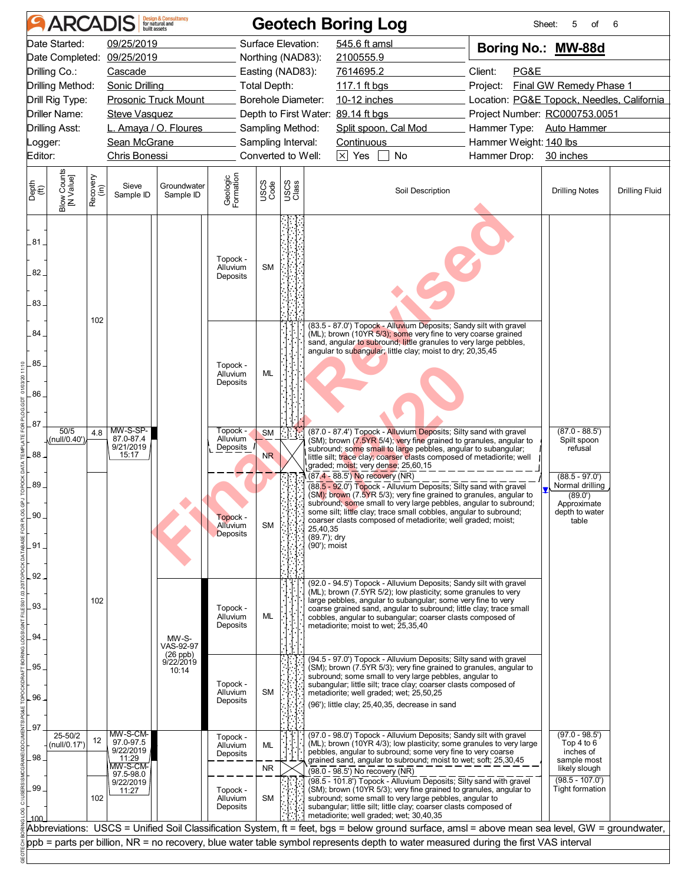# Geotech Boring Log

ARCADIS Design & Consultancy for natural and built assets

Sheet: 5 of 6

| | | | |
|---|---|---|---|
| Date Started: 09/25/2019 | Surface Elevation: 545.6 ft amsl | **Boring No.: MW-88d** | |
| Date Completed: 09/25/2019 | Northing (NAD83): 2100555.9 | | |
| Drilling Co.: Cascade | Easting (NAD83): 7614695.2 | Client: PG&E | |
| Drilling Method: Sonic Drilling | Total Depth: 117.1 ft bgs | Project: Final GW Remedy Phase 1 | |
| Drill Rig Type: Prosonic Truck Mount | Borehole Diameter: 10-12 inches | Location: PG&E Topock, Needles, California | |
| Driller Name: Steve Vasquez | Depth to First Water: 89.14 ft bgs | Project Number: RC000753.0051 | |
| Drilling Asst: L. Amaya / O. Floures | Sampling Method: Split spoon, Cal Mod | Hammer Type: Auto Hammer | |
| Logger: Sean McGrane | Sampling Interval: Continuous | Hammer Weight: 140 lbs | |
| Editor: Chris Bonessi | Converted to Well: [X] Yes [ ] No | Hammer Drop: 30 inches | |

| Depth (ft) | Blow Counts [N Value] | Recovery (in) | Sieve Sample ID | Groundwater Sample ID | Geologic Formation | USCS Code | Soil Description | Drilling Notes |
|---|---|---|---|---|---|---|---|---|
| 81–83.5 | | | | | Topock - Alluvium Deposits | SM | | |
| 83.5–87 | | 102 | | | Topock - Alluvium Deposits | ML | (83.5 - 87.0') Topock - Alluvium Deposits; Sandy silt with gravel (ML); brown (10YR 5/3); some very fine to very coarse grained sand, angular to subround; little granules to very large pebbles, angular to subangular; little clay; moist to dry; 20,35,45 | |
| 87–87.4 | 50/5 (null/0.40') | 4.8 | MW-S-SP-87.0-87.4 9/21/2019 15:17 | | Topock - Alluvium Deposits | SM | (87.0 - 87.4') Topock - Alluvium Deposits; Silty sand with gravel (SM); brown (7.5YR 5/4); very fine grained to granules, angular to subround; some small to large pebbles, angular to subangular; little silt; trace clay; coarser clasts composed of metadiorite; well graded; moist; very dense; 25,60,15 | (87.0 - 88.5') Spilt spoon refusal |
| 87.4–88.5 | | | | | | NR | (87.4 - 88.5') No recovery (NR) | |
| 88.5–92 | | 102 | | | Topock - Alluvium Deposits | SM | (88.5 - 92.0') Topock - Alluvium Deposits; Silty sand with gravel (SM); brown (7.5YR 5/3); very fine grained to granules, angular to subround; some small to very large pebbles, angular to subround; some silt; little clay; trace small cobbles, angular to subround; coarser clasts composed of metadiorite; well graded; moist; 25,40,35<br>(89.7'); dry<br>(90'); moist | (88.5 - 97.0') Normal drilling<br>(89.0') Approximate depth to water table |
| 92–94.5 | | | | MW-S-VAS-92-97 (26 ppb) 9/22/2019 10:14 | Topock - Alluvium Deposits | ML | (92.0 - 94.5') Topock - Alluvium Deposits; Sandy silt with gravel (ML); brown (7.5YR 5/2); low plasticity; some granules to very large pebbles, angular to subangular; some very fine to very coarse grained sand, angular to subround; little clay; trace small cobbles, angular to subangular; coarser clasts composed of metadiorite; moist to wet; 25,35,40 | |
| 94.5–97 | | | | | Topock - Alluvium Deposits | SM | (94.5 - 97.0') Topock - Alluvium Deposits; Silty sand with gravel (SM); brown (7.5YR 5/3); very fine grained to granules, angular to subround; some small to very large pebbles, angular to subangular; little silt; trace clay; coarser clasts composed of metadiorite; well graded; wet; 25,50,25<br>(96'); little clay; 25,40,35, decrease in sand | |
| 97–98 | 25-50/2 (null/0.17') | 12 | MW-S-CM-97.0-97.5 9/22/2019 11:29<br>MW-S-CM-97.5-98.0 9/22/2019 11:27 | | Topock - Alluvium Deposits | ML | (97.0 - 98.0') Topock - Alluvium Deposits; Sandy silt with gravel (ML); brown (10YR 4/3); low plasticity; some small to very large pebbles, angular to subround; some very fine to very coarse grained sand, angular to subround; moist to wet; soft; 25,30,45 | (97.0 - 98.5') Top 4 to 6 inches of sample most likely slough |
| 98–98.5 | | | | | | NR | (98.0 - 98.5') No recovery (NR) | |
| 98.5–100 | | 102 | | | Topock - Alluvium Deposits | SM | (98.5 - 101.8') Topock - Alluvium Deposits; Silty sand with gravel (SM); brown (10YR 5/3); very fine grained to granules, angular to subround; some small to very large pebbles, angular to subangular; little silt; little clay; coarser clasts composed of metadiorite; well graded; wet; 30,40,35 | (98.5 - 107.0') Tight formation |

Abbreviations: USCS = Unified Soil Classification System, ft = feet, bgs = below ground surface, amsl = above mean sea level, GW = groundwater, ppb = parts per billion, NR = no recovery, blue water table symbol represents depth to water measured during the first VAS interval

Final - Revised 1/20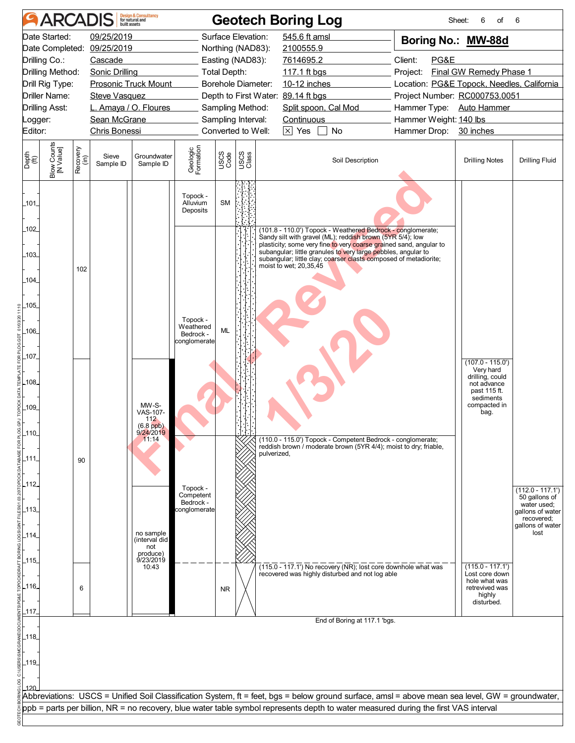# ARCADIS Geotech Boring Log

**Boring No.: MW-88d**

| | | | |
|---|---|---|---|
| Date Started: 09/25/2019 | Surface Elevation: 545.6 ft amsl | Client: PG&E | |
| Date Completed: 09/25/2019 | Northing (NAD83): 2100555.9 | Project: Final GW Remedy Phase 1 | |
| Drilling Co.: Cascade | Easting (NAD83): 7614695.2 | Location: PG&E Topock, Needles, California | |
| Drilling Method: Sonic Drilling | Total Depth: 117.1 ft bgs | Project Number: RC000753.0051 | |
| Drill Rig Type: Prosonic Truck Mount | Borehole Diameter: 10-12 inches | Hammer Type: Auto Hammer | |
| Driller Name: Steve Vasquez | Depth to First Water: 89.14 ft bgs | Hammer Weight: 140 lbs | |
| Drilling Asst: L. Amaya / O. Floures | Sampling Method: Split spoon, Cal Mod | Hammer Drop: 30 inches | |
| Logger: Sean McGrane | Sampling Interval: Continuous | | |
| Editor: Chris Bonessi | Converted to Well: [X] Yes [ ] No | | |

| Depth (ft) | Blow Counts [N Value] | Recovery (in) | Sieve Sample ID | Groundwater Sample ID | Geologic Formation | USCS Code | Soil Description | Drilling Notes | Drilling Fluid |
|---|---|---|---|---|---|---|---|---|---|
| 101 | | | | | Topock - Alluvium Deposits | SM | | | |
| 102–107 | | 102 | | | Topock - Weathered Bedrock - conglomerate | ML | (101.8 - 110.0') Topock - Weathered Bedrock - conglomerate; Sandy silt with gravel (ML); reddish brown (5YR 5/4); low plasticity; some very fine to very coarse grained sand, angular to subangular; little granules to very large pebbles, angular to subangular; little clay; coarser clasts composed of metadiorite; moist to wet; 20,35,45 | | |
| 107–110 | | | | MW-S-VAS-107-112 (6.8 ppb) 9/24/2019 11:14 | | | | (107.0 - 115.0') Very hard drilling, could not advance past 115 ft. sediments compacted in bag. | |
| 110–115 | | 90 | | no sample (interval did not produce) 9/23/2019 10:43 | Topock - Competent Bedrock - conglomerate | | (110.0 - 115.0') Topock - Competent Bedrock - conglomerate; reddish brown / moderate brown (5YR 4/4); moist to dry; friable, pulverized, | | (112.0 - 117.1') 50 gallons of water used; gallons of water recovered; gallons of water lost |
| 115–117.1 | | 6 | | | | NR | (115.0 - 117.1') No recovery (NR); lost core downhole what was recovered was highly disturbed and not log able | (115.0 - 117.1') Lost core down hole what was retrieved was highly disturbed. | |

End of Boring at 117.1 'bgs.

Abbreviations: USCS = Unified Soil Classification System, ft = feet, bgs = below ground surface, amsl = above mean sea level, GW = groundwater, ppb = parts per billion, NR = no recovery, blue water table symbol represents depth to water measured during the first VAS interval

Final - Revised 1/3/20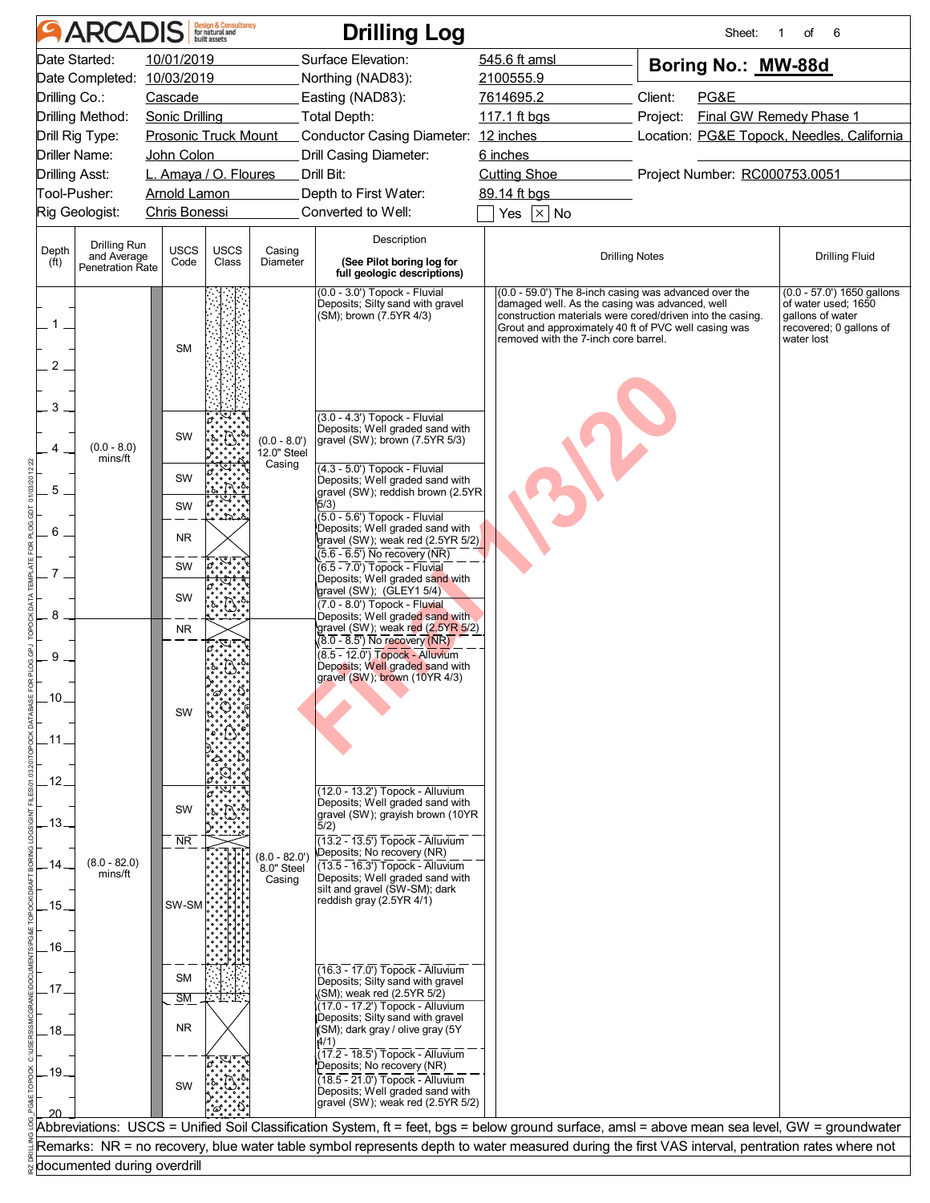# ARCADIS Drilling Log

Sheet: 1 of 6

| | | | |
|---|---|---|---|
| Date Started: | 10/01/2019 | Surface Elevation: | 545.6 ft amsl |
| Date Completed: | 10/03/2019 | Northing (NAD83): | 2100555.9 |
| Drilling Co.: | Cascade | Easting (NAD83): | 7614695.2 |
| Drilling Method: | Sonic Drilling | Total Depth: | 117.1 ft bgs |
| Drill Rig Type: | Prosonic Truck Mount | Conductor Casing Diameter: | 12 inches |
| Driller Name: | John Colon | Drill Casing Diameter: | 6 inches |
| Drilling Asst: | L. Amaya / O. Floures | Drill Bit: | Cutting Shoe |
| Tool-Pusher: | Arnold Lamon | Depth to First Water: | 89.14 ft bgs |
| Rig Geologist: | Chris Bonessi | Converted to Well: | ☐ Yes ☒ No |

**Boring No.: MW-88d**

Client: PG&E
Project: Final GW Remedy Phase 1
Location: PG&E Topock, Needles, California
Project Number: RC000753.0051

| Depth (ft) | Drilling Run and Average Penetration Rate | USCS Code | Casing Diameter | Description (See Pilot boring log for full geologic descriptions) | Drilling Notes | Drilling Fluid |
|---|---|---|---|---|---|---|
| 0.0 - 3.0 | (0.0 - 8.0) mins/ft | SM | (0.0 - 8.0') 12.0" Steel Casing | (0.0 - 3.0') Topock - Fluvial Deposits; Silty sand with gravel (SM); brown (7.5YR 4/3) | (0.0 - 59.0') The 8-inch casing was advanced over the damaged well. As the casing was advanced, well construction materials were cored/driven into the casing. Grout and approximately 40 ft of PVC well casing was removed with the 7-inch core barrel. | (0.0 - 57.0') 1650 gallons of water used; 1650 gallons of water recovered; 0 gallons of water lost |
| 3.0 - 4.3 | | SW | | (3.0 - 4.3') Topock - Fluvial Deposits; Well graded sand with gravel (SW); brown (7.5YR 5/3) | | |
| 4.3 - 5.0 | | SW | | (4.3 - 5.0') Topock - Fluvial Deposits; Well graded sand with gravel (SW); reddish brown (2.5YR 5/3) | | |
| 5.0 - 5.6 | | SW | | (5.0 - 5.6') Topock - Fluvial Deposits; Well graded sand with gravel (SW); weak red (2.5YR 5/2) | | |
| 5.6 - 6.5 | | NR | | (5.6 - 6.5') No recovery (NR) | | |
| 6.5 - 7.0 | | SW | | (6.5 - 7.0') Topock - Fluvial Deposits; Well graded sand with gravel (SW); (GLEY1 5/4) | | |
| 7.0 - 8.0 | | SW | | (7.0 - 8.0') Topock - Fluvial Deposits; Well graded sand with gravel (SW); weak red (2.5YR 5/2) | | |
| 8.0 - 8.5 | (8.0 - 82.0) mins/ft | NR | (8.0 - 82.0') 8.0" Steel Casing | (8.0 - 8.5') No recovery (NR) | | |
| 8.5 - 12.0 | | SW | | (8.5 - 12.0') Topock - Alluvium Deposits; Well graded sand with gravel (SW); brown (10YR 4/3) | | |
| 12.0 - 13.2 | | SW | | (12.0 - 13.2') Topock - Alluvium Deposits; Well graded sand with gravel (SW); grayish brown (10YR 5/2) | | |
| 13.2 - 13.5 | | NR | | (13.2 - 13.5') Topock - Alluvium Deposits; No recovery (NR) | | |
| 13.5 - 16.3 | | SW-SM | | (13.5 - 16.3') Topock - Alluvium Deposits; Well graded sand with silt and gravel (SW-SM); dark reddish gray (2.5YR 4/1) | | |
| 16.3 - 17.0 | | SM | | (16.3 - 17.0') Topock - Alluvium Deposits; Silty sand with gravel (SM); weak red (2.5YR 5/2) | | |
| 17.0 - 17.2 | | SM | | (17.0 - 17.2') Topock - Alluvium Deposits; Silty sand with gravel (SM); dark gray / olive gray (5Y 4/1) | | |
| 17.2 - 18.5 | | NR | | (17.2 - 18.5') Topock - Alluvium Deposits; No recovery (NR) | | |
| 18.5 - 21.0 | | SW | | (18.5 - 21.0') Topock - Alluvium Deposits; Well graded sand with gravel (SW); weak red (2.5YR 5/2) | | |

Abbreviations: USCS = Unified Soil Classification System, ft = feet, bgs = below ground surface, amsl = above mean sea level, GW = groundwater

Remarks: NR = no recovery, blue water table symbol represents depth to water measured during the first VAS interval, pentration rates where not documented during overdrill

Final 1/3/20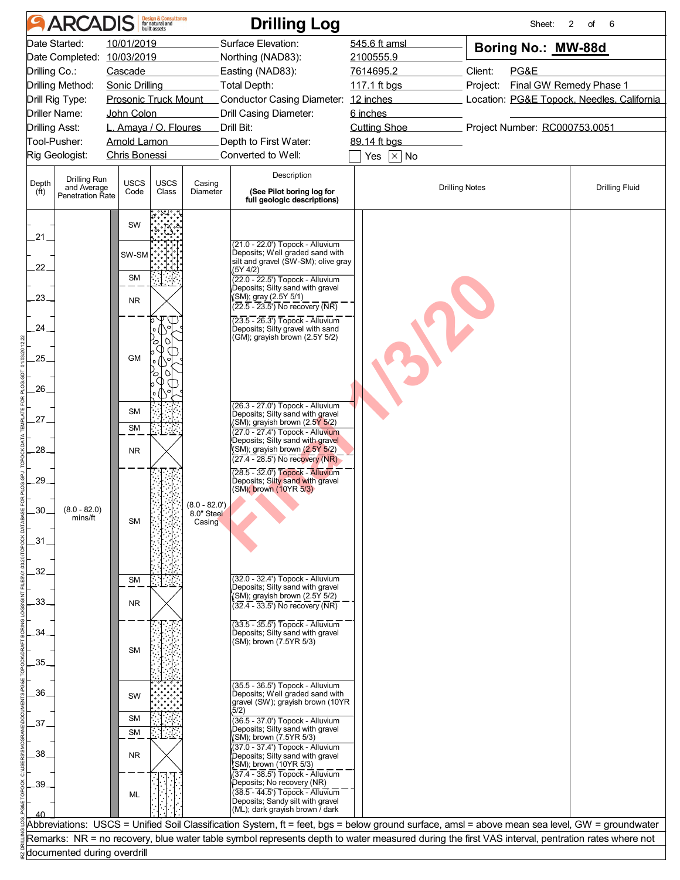# ARCADIS — Drilling Log

Sheet: 2 of 6

| | | | |
|---|---|---|---|
| Date Started: | 10/01/2019 | Surface Elevation: | 545.6 ft amsl |
| Date Completed: | 10/03/2019 | Northing (NAD83): | 2100555.9 |
| Drilling Co.: | Cascade | Easting (NAD83): | 7614695.2 |
| Drilling Method: | Sonic Drilling | Total Depth: | 117.1 ft bgs |
| Drill Rig Type: | Prosonic Truck Mount | Conductor Casing Diameter: | 12 inches |
| Driller Name: | John Colon | Drill Casing Diameter: | 6 inches |
| Drilling Asst: | L. Amaya / O. Floures | Drill Bit: | Cutting Shoe |
| Tool-Pusher: | Arnold Lamon | Depth to First Water: | 89.14 ft bgs |
| Rig Geologist: | Chris Bonessi | Converted to Well: | ☐ Yes ☒ No |

**Boring No.: MW-88d**

Client: PG&E
Project: Final GW Remedy Phase 1
Location: PG&E Topock, Needles, California
Project Number: RC000753.0051

| Depth (ft) | Drilling Run and Average Penetration Rate | USCS Code | Casing Diameter | Description (See Pilot boring log for full geologic descriptions) | Drilling Notes | Drilling Fluid |
|---|---|---|---|---|---|---|
| 20–21 | | SW | | | | |
| 21.0–22.0 | | SW-SM | | (21.0 - 22.0') Topock - Alluvium Deposits; Well graded sand with silt and gravel (SW-SM); olive gray (5Y 4/2) | | |
| 22.0–22.5 | | SM | | (22.0 - 22.5') Topock - Alluvium Deposits; Silty sand with gravel (SM); gray (2.5Y 5/1) | | |
| 22.5–23.5 | | NR | | (22.5 - 23.5') No recovery (NR) | | |
| 23.5–26.3 | | GM | | (23.5 - 26.3') Topock - Alluvium Deposits; Silty gravel with sand (GM); grayish brown (2.5Y 5/2) | | |
| 26.3–27.0 | | SM | | (26.3 - 27.0') Topock - Alluvium Deposits; Silty sand with gravel (SM); grayish brown (2.5Y 5/2) | | |
| 27.0–27.4 | | SM | | (27.0 - 27.4') Topock - Alluvium Deposits; Silty sand with gravel (SM); grayish brown (2.5Y 5/2) | | |
| 27.4–28.5 | | NR | | (27.4 - 28.5') No recovery (NR) | | |
| 28.5–32.0 | (8.0 - 82.0) mins/ft | SM | (8.0 - 82.0') 8.0" Steel Casing | (28.5 - 32.0') Topock - Alluvium Deposits; Silty sand with gravel (SM); brown (10YR 5/3) | | |
| 32.0–32.4 | | SM | | (32.0 - 32.4') Topock - Alluvium Deposits; Silty sand with gravel (SM); grayish brown (2.5Y 5/2) | | |
| 32.4–33.5 | | NR | | (32.4 - 33.5') No recovery (NR) | | |
| 33.5–35.5 | | SM | | (33.5 - 35.5') Topock - Alluvium Deposits; Silty sand with gravel (SM); brown (7.5YR 5/3) | | |
| 35.5–36.5 | | SW | | (35.5 - 36.5') Topock - Alluvium Deposits; Well graded sand with gravel (SW); grayish brown (10YR 5/2) | | |
| 36.5–37.0 | | SM | | (36.5 - 37.0') Topock - Alluvium Deposits; Silty sand with gravel (SM); brown (7.5YR 5/3) | | |
| 37.0–37.4 | | SM | | (37.0 - 37.4') Topock - Alluvium Deposits; Silty sand with gravel (SM); brown (10YR 5/3) | | |
| 37.4–38.5 | | NR | | (37.4 - 38.5') Topock - Alluvium Deposits; No recovery (NR) | | |
| 38.5–40 | | ML | | (38.5 - 44.5') Topock - Alluvium Deposits; Sandy silt with gravel (ML); dark grayish brown / dark | | |

Abbreviations: USCS = Unified Soil Classification System, ft = feet, bgs = below ground surface, amsl = above mean sea level, GW = groundwater

Remarks: NR = no recovery, blue water table symbol represents depth to water measured during the first VAS interval, pentration rates where not documented during overdrill

Final 1/3/20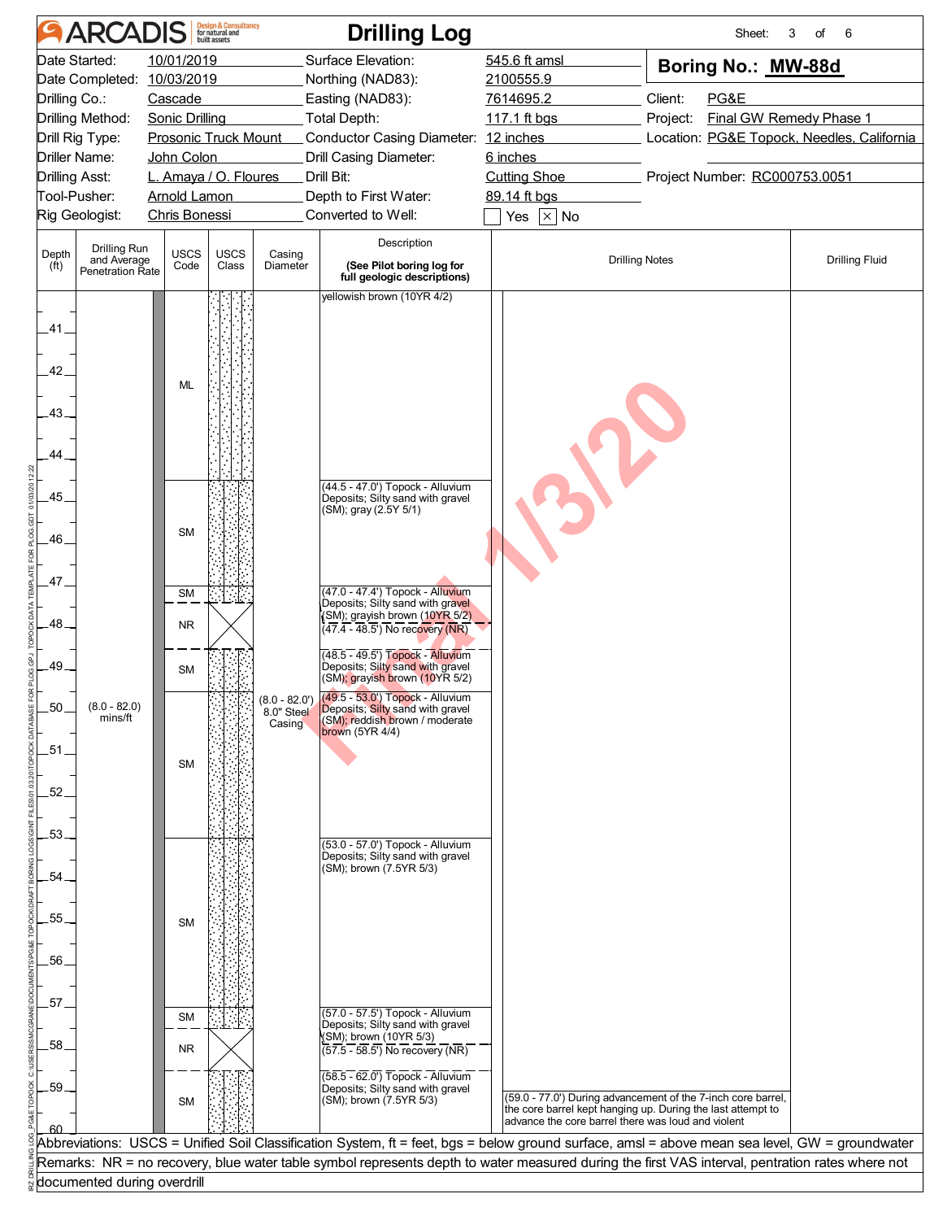# ARCADIS Drilling Log

Sheet: 3 of 6

| | | | |
|---|---|---|---|
| Date Started: | 10/01/2019 | Surface Elevation: | 545.6 ft amsl |
| Date Completed: | 10/03/2019 | Northing (NAD83): | 2100555.9 |
| Drilling Co.: | Cascade | Easting (NAD83): | 7614695.2 |
| Drilling Method: | Sonic Drilling | Total Depth: | 117.1 ft bgs |
| Drill Rig Type: | Prosonic Truck Mount | Conductor Casing Diameter: | 12 inches |
| Driller Name: | John Colon | Drill Casing Diameter: | 6 inches |
| Drilling Asst: | L. Amaya / O. Floures | Drill Bit: | Cutting Shoe |
| Tool-Pusher: | Arnold Lamon | Depth to First Water: | 89.14 ft bgs |
| Rig Geologist: | Chris Bonessi | Converted to Well: | ☐ Yes ☒ No |

**Boring No.: MW-88d**

Client: PG&E

Project: Final GW Remedy Phase 1

Location: PG&E Topock, Needles, California

Project Number: RC000753.0051

| Depth (ft) | Drilling Run and Average Penetration Rate | USCS Code | Casing Diameter | Description (See Pilot boring log for full geologic descriptions) | Drilling Notes | Drilling Fluid |
|---|---|---|---|---|---|---|
| 40 - 44.5 | (8.0 - 82.0) mins/ft | ML | (8.0 - 82.0') 8.0" Steel Casing | yellowish brown (10YR 4/2) | | |
| 44.5 - 47.0 | | SM | | (44.5 - 47.0') Topock - Alluvium Deposits; Silty sand with gravel (SM); gray (2.5Y 5/1) | | |
| 47.0 - 47.4 | | SM | | (47.0 - 47.4') Topock - Alluvium Deposits; Silty sand with gravel (SM); grayish brown (10YR 5/2) | | |
| 47.4 - 48.5 | | NR | | (47.4 - 48.5') No recovery (NR) | | |
| 48.5 - 49.5 | | SM | | (48.5 - 49.5') Topock - Alluvium Deposits; Silty sand with gravel (SM); grayish brown (10YR 5/2) | | |
| 49.5 - 53.0 | | SM | | (49.5 - 53.0') Topock - Alluvium Deposits; Silty sand with gravel (SM); reddish brown / moderate brown (5YR 4/4) | | |
| 53.0 - 57.0 | | SM | | (53.0 - 57.0') Topock - Alluvium Deposits; Silty sand with gravel (SM); brown (7.5YR 5/3) | | |
| 57.0 - 57.5 | | SM | | (57.0 - 57.5') Topock - Alluvium Deposits; Silty sand with gravel (SM); brown (10YR 5/3) | | |
| 57.5 - 58.5 | | NR | | (57.5 - 58.5') No recovery (NR) | | |
| 58.5 - 60 | | SM | | (58.5 - 62.0') Topock - Alluvium Deposits; Silty sand with gravel (SM); brown (7.5YR 5/3) | (59.0 - 77.0') During advancement of the 7-inch core barrel, the core barrel kept hanging up. During the last attempt to advance the core barrel there was loud and violent | |

Abbreviations: USCS = Unified Soil Classification System, ft = feet, bgs = below ground surface, amsl = above mean sea level, GW = groundwater

Remarks: NR = no recovery, blue water table symbol represents depth to water measured during the first VAS interval, pentration rates where not documented during overdrill

Final 1/3/20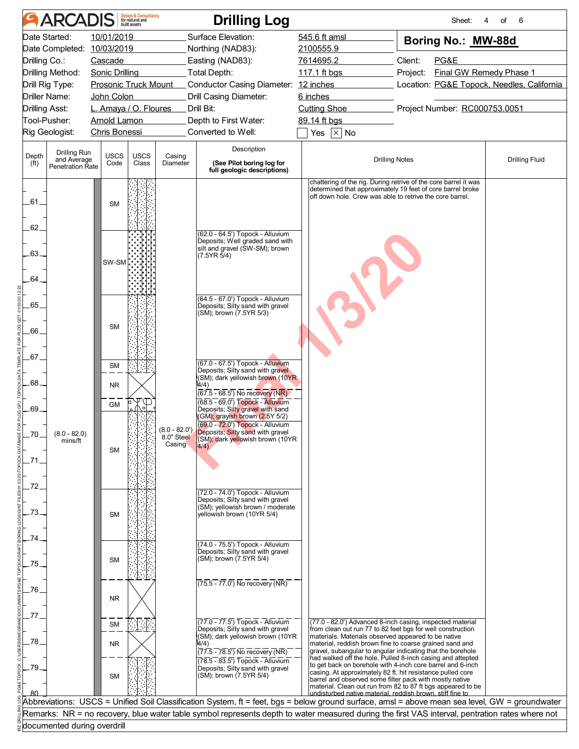# ARCADIS Drilling Log

| | | | | | |
|---|---|---|---|---|---|
| Date Started: | 10/01/2019 | Surface Elevation: | 545.6 ft amsl | **Boring No.: MW-88d** | |
| Date Completed: | 10/03/2019 | Northing (NAD83): | 2100555.9 | | |
| Drilling Co.: | Cascade | Easting (NAD83): | 7614695.2 | Client: | PG&E |
| Drilling Method: | Sonic Drilling | Total Depth: | 117.1 ft bgs | Project: | Final GW Remedy Phase 1 |
| Drill Rig Type: | Prosonic Truck Mount | Conductor Casing Diameter: | 12 inches | Location: | PG&E Topock, Needles, California |
| Driller Name: | John Colon | Drill Casing Diameter: | 6 inches | | |
| Drilling Asst: | L. Amaya / O. Floures | Drill Bit: | Cutting Shoe | Project Number: | RC000753.0051 |
| Tool-Pusher: | Arnold Lamon | Depth to First Water: | 89.14 ft bgs | | |
| Rig Geologist: | Chris Bonessi | Converted to Well: | ☐ Yes ☒ No | | |

| Depth (ft) | Drilling Run and Average Penetration Rate | USCS Code | Casing Diameter | Description (See Pilot boring log for full geologic descriptions) | Drilling Notes |
|---|---|---|---|---|---|
| 60–62 | (8.0 - 82.0) mins/ft | SM | (8.0 - 82.0') 8.0" Steel Casing | | chattering of the rig. During retrive of the core barrel it was determined that approximately 19 feet of core barrel broke off down hole. Crew was able to retrive the core barrel. |
| 62–64.5 | | SW-SM | | (62.0 - 64.5') Topock - Alluvium Deposits; Well graded sand with silt and gravel (SW-SM); brown (7.5YR 5/4) | |
| 64.5–67 | | SM | | (64.5 - 67.0') Topock - Alluvium Deposits; Silty sand with gravel (SM); brown (7.5YR 5/3) | |
| 67–67.5 | | SM | | (67.0 - 67.5') Topock - Alluvium Deposits; Silty sand with gravel (SM); dark yellowish brown (10YR 4/4) | |
| 67.5–68.5 | | NR | | (67.5 - 68.5') No recovery (NR) | |
| 68.5–69 | | GM | | (68.5 - 69.0') Topock - Alluvium Deposits; Silty gravel with sand (GM); grayish brown (2.5Y 5/2) | |
| 69–72 | | SM | | (69.0 - 72.0') Topock - Alluvium Deposits; Silty sand with gravel (SM); dark yellowish brown (10YR 4/4) | |
| 72–74 | | SM | | (72.0 - 74.0') Topock - Alluvium Deposits; Silty sand with gravel (SM); yellowish brown / moderate yellowish brown (10YR 5/4) | |
| 74–75.5 | | SM | | (74.0 - 75.5') Topock - Alluvium Deposits; Silty sand with gravel (SM); brown (7.5YR 5/4) | |
| 75.5–77 | | NR | | (75.5 - 77.0') No recovery (NR) | |
| 77–77.5 | | SM | | (77.0 - 77.5') Topock - Alluvium Deposits; Silty sand with gravel (SM); dark yellowish brown (10YR 4/4) | (77.0 - 82.0') Advanced 8-inch casing, inspected material from clean out run 77 to 82 feet bgs for well construction materials. Materials observed appeared to be native material, reddish brown fine to coarse grained sand and gravel, subangular to angular indicating that the borehole had walked off the hole. Pulled 8-inch casing and attepted to get back on borehole with 4-inch core barrel and 6-inch casing. At approximately 82 ft. hit resistance pulled core barrel and observed some filter pack with mostly native material. Clean out run from 82 to 87 ft bgs appeared to be undisturbed native material, reddish brown, stiff fine to |
| 77.5–78.5 | | NR | | (77.5 - 78.5') No recovery (NR) | |
| 78.5–80 | | SM | | (78.5 - 83.5') Topock - Alluvium Deposits; Silty sand with gravel (SM); brown (7.5YR 5/4) | |

Abbreviations: USCS = Unified Soil Classification System, ft = feet, bgs = below ground surface, amsl = above mean sea level, GW = groundwater

Remarks: NR = no recovery, blue water table symbol represents depth to water measured during the first VAS interval, pentration rates where not documented during overdrill

Final 1/3/20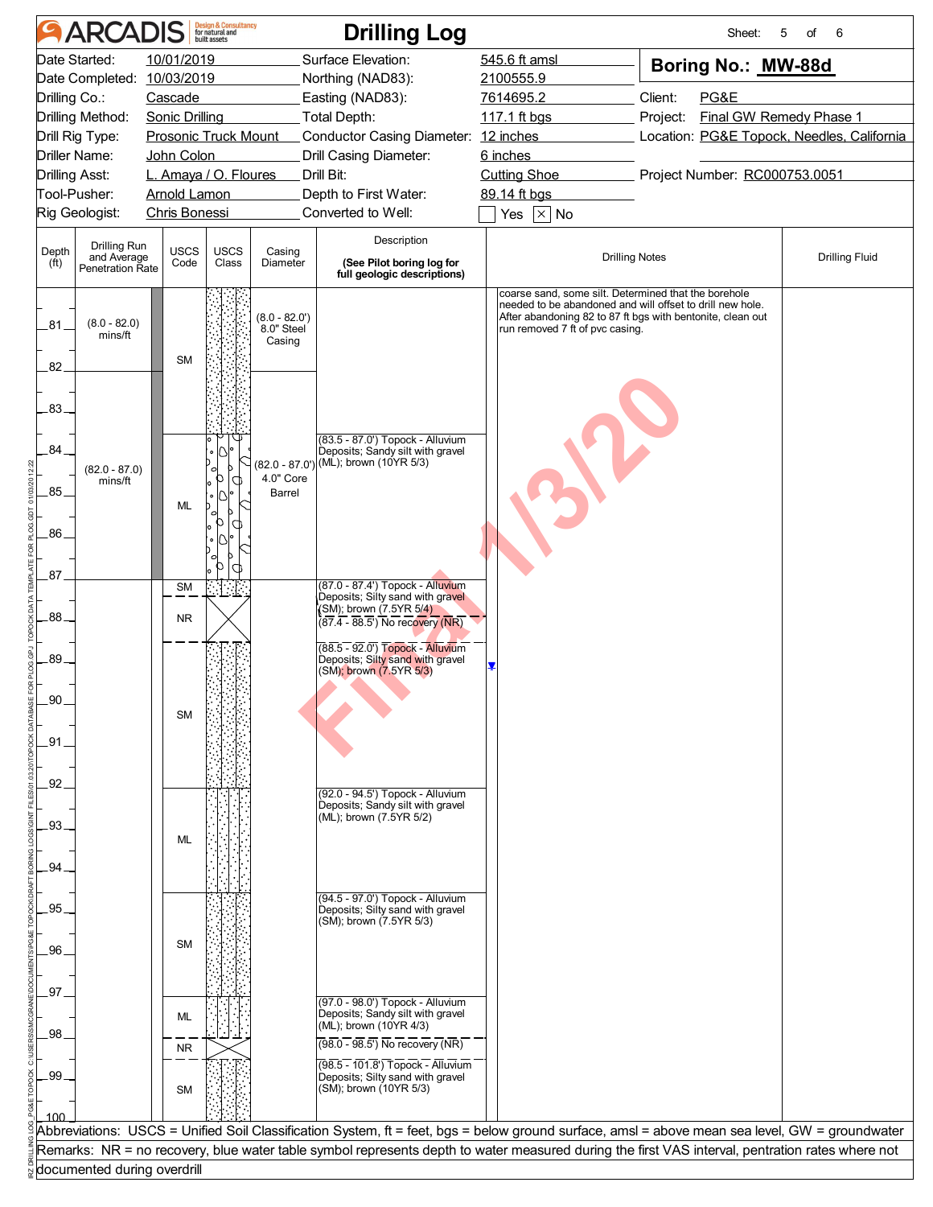# ARCADIS Drilling Log

Sheet: 5 of 6

| | | | | |
|---|---|---|---|---|
| Date Started: | 10/01/2019 | Surface Elevation: | 545.6 ft amsl | **Boring No.: MW-88d** |
| Date Completed: | 10/03/2019 | Northing (NAD83): | 2100555.9 | |
| Drilling Co.: | Cascade | Easting (NAD83): | 7614695.2 | Client: PG&E |
| Drilling Method: | Sonic Drilling | Total Depth: | 117.1 ft bgs | Project: Final GW Remedy Phase 1 |
| Drill Rig Type: | Prosonic Truck Mount | Conductor Casing Diameter: | 12 inches | Location: PG&E Topock, Needles, California |
| Driller Name: | John Colon | Drill Casing Diameter: | 6 inches | |
| Drilling Asst: | L. Amaya / O. Floures | Drill Bit: | Cutting Shoe | Project Number: RC000753.0051 |
| Tool-Pusher: | Arnold Lamon | Depth to First Water: | 89.14 ft bgs | |
| Rig Geologist: | Chris Bonessi | Converted to Well: | ☐ Yes ☒ No | |

| Depth (ft) | Drilling Run and Average Penetration Rate | USCS Code | Casing Diameter | Description (See Pilot boring log for full geologic descriptions) | Drilling Notes | Drilling Fluid |
|---|---|---|---|---|---|---|
| 81–82 | (8.0 - 82.0) mins/ft | SM | (8.0 - 82.0') 8.0" Steel Casing | | coarse sand, some silt. Determined that the borehole needed to be abandoned and will offset to drill new hole. After abandoning 82 to 87 ft bgs with bentonite, clean out run removed 7 ft of pvc casing. | |
| 82–83.5 | (82.0 - 87.0) mins/ft | SM | (82.0 - 87.0') 4.0" Core Barrel | | | |
| 83.5–87 | | ML | | (83.5 - 87.0') Topock - Alluvium Deposits; Sandy silt with gravel (ML); brown (10YR 5/3) | | |
| 87.0–87.4 | | SM | | (87.0 - 87.4') Topock - Alluvium Deposits; Silty sand with gravel (SM); brown (7.5YR 5/4) | | |
| 87.4–88.5 | | NR | | (87.4 - 88.5') No recovery (NR) | | |
| 88.5–92 | | SM | | (88.5 - 92.0') Topock - Alluvium Deposits; Silty sand with gravel (SM); brown (7.5YR 5/3) | ▼ (89.14) | |
| 92–94.5 | | ML | | (92.0 - 94.5') Topock - Alluvium Deposits; Sandy silt with gravel (ML); brown (7.5YR 5/2) | | |
| 94.5–97 | | SM | | (94.5 - 97.0') Topock - Alluvium Deposits; Silty sand with gravel (SM); brown (7.5YR 5/3) | | |
| 97–98 | | ML | | (97.0 - 98.0') Topock - Alluvium Deposits; Sandy silt with gravel (ML); brown (10YR 4/3) | | |
| 98–98.5 | | NR | | (98.0 - 98.5') No recovery (NR) | | |
| 98.5–100 | | SM | | (98.5 - 101.8') Topock - Alluvium Deposits; Silty sand with gravel (SM); brown (10YR 5/3) | | |

Final 1/3/20

Abbreviations: USCS = Unified Soil Classification System, ft = feet, bgs = below ground surface, amsl = above mean sea level, GW = groundwater

Remarks: NR = no recovery, blue water table symbol represents depth to water measured during the first VAS interval, pentration rates where not documented during overdrill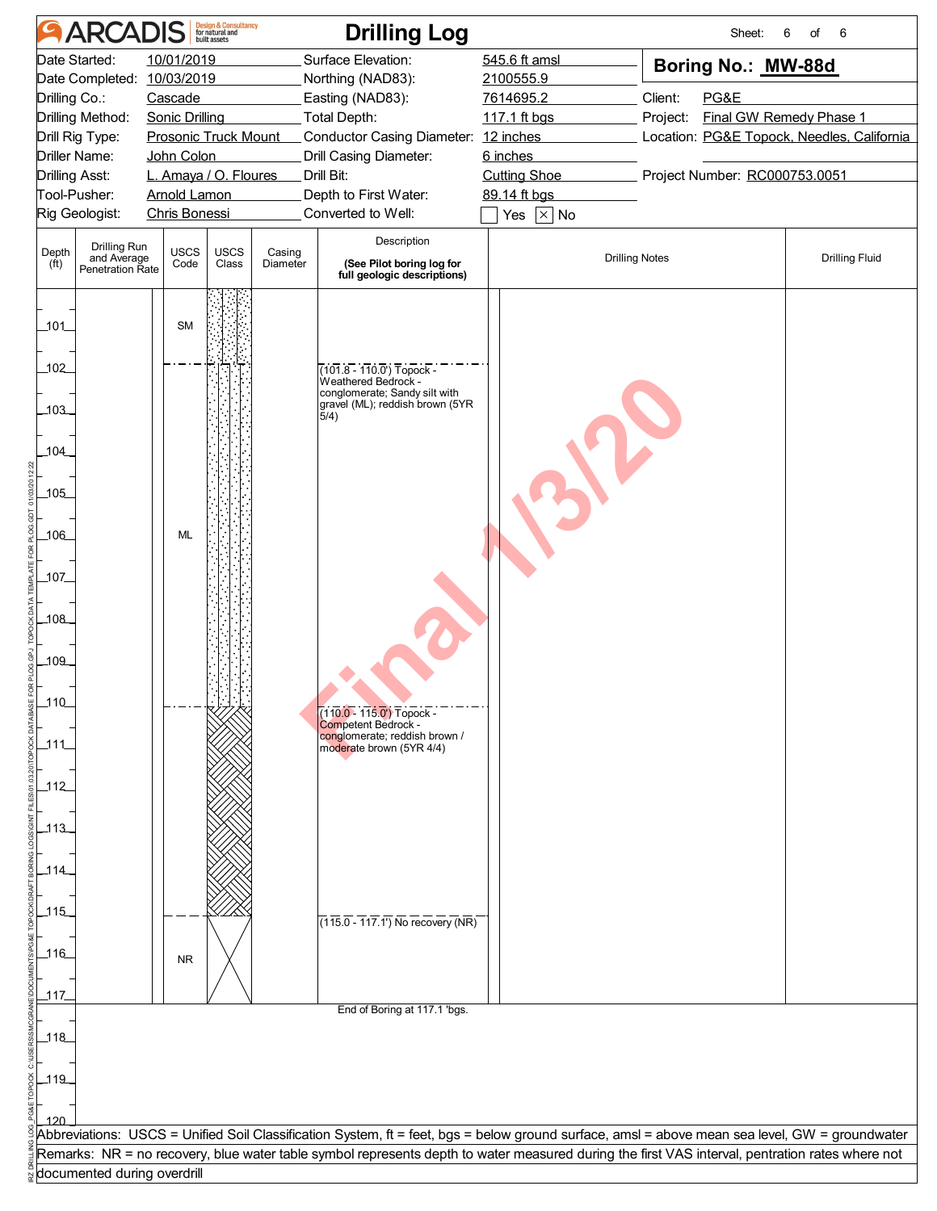# ARCADIS Drilling Log

**Boring No.: MW-88d**

| | | | |
|---|---|---|---|
| Date Started: 10/01/2019 | Surface Elevation: 545.6 ft amsl | | |
| Date Completed: 10/03/2019 | Northing (NAD83): 2100555.9 | | |
| Drilling Co.: Cascade | Easting (NAD83): 7614695.2 | Client: | PG&E |
| Drilling Method: Sonic Drilling | Total Depth: 117.1 ft bgs | Project: | Final GW Remedy Phase 1 |
| Drill Rig Type: Prosonic Truck Mount | Conductor Casing Diameter: 12 inches | Location: | PG&E Topock, Needles, California |
| Driller Name: John Colon | Drill Casing Diameter: 6 inches | | |
| Drilling Asst: L. Amaya / O. Floures | Drill Bit: Cutting Shoe | Project Number: | RC000753.0051 |
| Tool-Pusher: Arnold Lamon | Depth to First Water: 89.14 ft bgs | | |
| Rig Geologist: Chris Bonessi | Converted to Well: ☐ Yes ☒ No | | |

| Depth (ft) | Drilling Run and Average Penetration Rate | USCS Code | USCS Class | Casing Diameter | Description (See Pilot boring log for full geologic descriptions) | Drilling Notes | Drilling Fluid |
|---|---|---|---|---|---|---|---|
| 101 | | SM | | | | | |
| 102–110 | | ML | | | (101.8 - 110.0') Topock - Weathered Bedrock - conglomerate; Sandy silt with gravel (ML); reddish brown (5YR 5/4) | | |
| 110–115 | | | | | (110.0 - 115.0') Topock - Competent Bedrock - conglomerate; reddish brown / moderate brown (5YR 4/4) | | |
| 115–117.1 | | NR | | | (115.0 - 117.1') No recovery (NR) | | |

End of Boring at 117.1 'bgs.

Final 1/3/20

Abbreviations: USCS = Unified Soil Classification System, ft = feet, bgs = below ground surface, amsl = above mean sea level, GW = groundwater

Remarks: NR = no recovery, blue water table symbol represents depth to water measured during the first VAS interval, pentration rates where not documented during overdrill